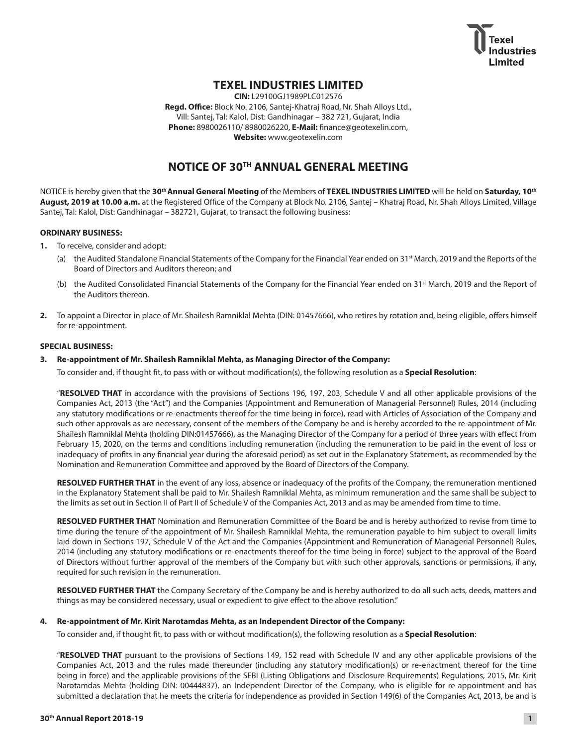Texel Industries Limited

# TEXEL INDUSTRIES LIMITED

**CIN:** L29100GJ1989PLC012576
**Regd. Office:** Block No. 2106, Santej-Khatraj Road, Nr. Shah Alloys Ltd., Vill: Santej, Tal: Kalol, Dist: Gandhinagar – 382 721, Gujarat, India
**Phone:** 8980026110/ 8980026220, **E-Mail:** finance@geotexelin.com,
**Website:** www.geotexelin.com

## NOTICE OF 30TH ANNUAL GENERAL MEETING

NOTICE is hereby given that the **30th Annual General Meeting** of the Members of **TEXEL INDUSTRIES LIMITED** will be held on **Saturday, 10th August, 2019 at 10.00 a.m.** at the Registered Office of the Company at Block No. 2106, Santej – Khatraj Road, Nr. Shah Alloys Limited, Village Santej, Tal: Kalol, Dist: Gandhinagar – 382721, Gujarat, to transact the following business:

**ORDINARY BUSINESS:**

1. To receive, consider and adopt:
   (a) the Audited Standalone Financial Statements of the Company for the Financial Year ended on 31st March, 2019 and the Reports of the Board of Directors and Auditors thereon; and
   (b) the Audited Consolidated Financial Statements of the Company for the Financial Year ended on 31st March, 2019 and the Report of the Auditors thereon.
2. To appoint a Director in place of Mr. Shailesh Ramniklal Mehta (DIN: 01457666), who retires by rotation and, being eligible, offers himself for re-appointment.

**SPECIAL BUSINESS:**

3. **Re-appointment of Mr. Shailesh Ramniklal Mehta, as Managing Director of the Company:**

   To consider and, if thought fit, to pass with or without modification(s), the following resolution as a **Special Resolution**:

   "**RESOLVED THAT** in accordance with the provisions of Sections 196, 197, 203, Schedule V and all other applicable provisions of the Companies Act, 2013 (the "Act") and the Companies (Appointment and Remuneration of Managerial Personnel) Rules, 2014 (including any statutory modifications or re-enactments thereof for the time being in force), read with Articles of Association of the Company and such other approvals as are necessary, consent of the members of the Company be and is hereby accorded to the re-appointment of Mr. Shailesh Ramniklal Mehta (holding DIN:01457666), as the Managing Director of the Company for a period of three years with effect from February 15, 2020, on the terms and conditions including remuneration (including the remuneration to be paid in the event of loss or inadequacy of profits in any financial year during the aforesaid period) as set out in the Explanatory Statement, as recommended by the Nomination and Remuneration Committee and approved by the Board of Directors of the Company.

   **RESOLVED FURTHER THAT** in the event of any loss, absence or inadequacy of the profits of the Company, the remuneration mentioned in the Explanatory Statement shall be paid to Mr. Shailesh Ramniklal Mehta, as minimum remuneration and the same shall be subject to the limits as set out in Section II of Part II of Schedule V of the Companies Act, 2013 and as may be amended from time to time.

   **RESOLVED FURTHER THAT** Nomination and Remuneration Committee of the Board be and is hereby authorized to revise from time to time during the tenure of the appointment of Mr. Shailesh Ramniklal Mehta, the remuneration payable to him subject to overall limits laid down in Sections 197, Schedule V of the Act and the Companies (Appointment and Remuneration of Managerial Personnel) Rules, 2014 (including any statutory modifications or re-enactments thereof for the time being in force) subject to the approval of the Board of Directors without further approval of the members of the Company but with such other approvals, sanctions or permissions, if any, required for such revision in the remuneration.

   **RESOLVED FURTHER THAT** the Company Secretary of the Company be and is hereby authorized to do all such acts, deeds, matters and things as may be considered necessary, usual or expedient to give effect to the above resolution."

4. **Re-appointment of Mr. Kirit Narotamdas Mehta, as an Independent Director of the Company:**

   To consider and, if thought fit, to pass with or without modification(s), the following resolution as a **Special Resolution**:

   "**RESOLVED THAT** pursuant to the provisions of Sections 149, 152 read with Schedule IV and any other applicable provisions of the Companies Act, 2013 and the rules made thereunder (including any statutory modification(s) or re-enactment thereof for the time being in force) and the applicable provisions of the SEBI (Listing Obligations and Disclosure Requirements) Regulations, 2015, Mr. Kirit Narotamdas Mehta (holding DIN: 00444837), an Independent Director of the Company, who is eligible for re-appointment and has submitted a declaration that he meets the criteria for independence as provided in Section 149(6) of the Companies Act, 2013, be and is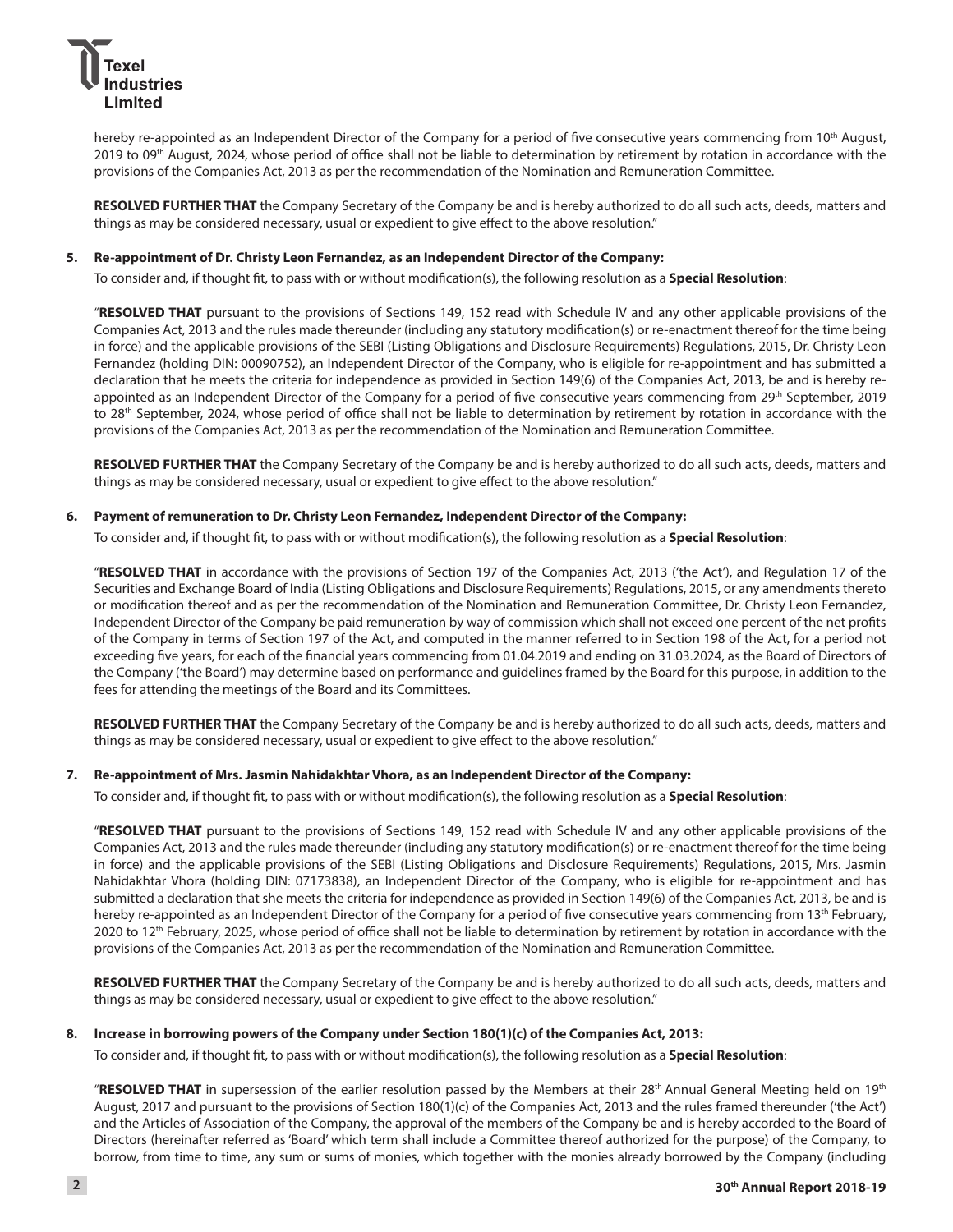hereby re-appointed as an Independent Director of the Company for a period of five consecutive years commencing from 10th August, 2019 to 09th August, 2024, whose period of office shall not be liable to determination by retirement by rotation in accordance with the provisions of the Companies Act, 2013 as per the recommendation of the Nomination and Remuneration Committee.

**RESOLVED FURTHER THAT** the Company Secretary of the Company be and is hereby authorized to do all such acts, deeds, matters and things as may be considered necessary, usual or expedient to give effect to the above resolution."

**5. Re-appointment of Dr. Christy Leon Fernandez, as an Independent Director of the Company:**

To consider and, if thought fit, to pass with or without modification(s), the following resolution as a **Special Resolution**:

"**RESOLVED THAT** pursuant to the provisions of Sections 149, 152 read with Schedule IV and any other applicable provisions of the Companies Act, 2013 and the rules made thereunder (including any statutory modification(s) or re-enactment thereof for the time being in force) and the applicable provisions of the SEBI (Listing Obligations and Disclosure Requirements) Regulations, 2015, Dr. Christy Leon Fernandez (holding DIN: 00090752), an Independent Director of the Company, who is eligible for re-appointment and has submitted a declaration that he meets the criteria for independence as provided in Section 149(6) of the Companies Act, 2013, be and is hereby re-appointed as an Independent Director of the Company for a period of five consecutive years commencing from 29th September, 2019 to 28th September, 2024, whose period of office shall not be liable to determination by retirement by rotation in accordance with the provisions of the Companies Act, 2013 as per the recommendation of the Nomination and Remuneration Committee.

**RESOLVED FURTHER THAT** the Company Secretary of the Company be and is hereby authorized to do all such acts, deeds, matters and things as may be considered necessary, usual or expedient to give effect to the above resolution."

**6. Payment of remuneration to Dr. Christy Leon Fernandez, Independent Director of the Company:**

To consider and, if thought fit, to pass with or without modification(s), the following resolution as a **Special Resolution**:

"**RESOLVED THAT** in accordance with the provisions of Section 197 of the Companies Act, 2013 ('the Act'), and Regulation 17 of the Securities and Exchange Board of India (Listing Obligations and Disclosure Requirements) Regulations, 2015, or any amendments thereto or modification thereof and as per the recommendation of the Nomination and Remuneration Committee, Dr. Christy Leon Fernandez, Independent Director of the Company be paid remuneration by way of commission which shall not exceed one percent of the net profits of the Company in terms of Section 197 of the Act, and computed in the manner referred to in Section 198 of the Act, for a period not exceeding five years, for each of the financial years commencing from 01.04.2019 and ending on 31.03.2024, as the Board of Directors of the Company ('the Board') may determine based on performance and guidelines framed by the Board for this purpose, in addition to the fees for attending the meetings of the Board and its Committees.

**RESOLVED FURTHER THAT** the Company Secretary of the Company be and is hereby authorized to do all such acts, deeds, matters and things as may be considered necessary, usual or expedient to give effect to the above resolution."

**7. Re-appointment of Mrs. Jasmin Nahidakhtar Vhora, as an Independent Director of the Company:**

To consider and, if thought fit, to pass with or without modification(s), the following resolution as a **Special Resolution**:

"**RESOLVED THAT** pursuant to the provisions of Sections 149, 152 read with Schedule IV and any other applicable provisions of the Companies Act, 2013 and the rules made thereunder (including any statutory modification(s) or re-enactment thereof for the time being in force) and the applicable provisions of the SEBI (Listing Obligations and Disclosure Requirements) Regulations, 2015, Mrs. Jasmin Nahidakhtar Vhora (holding DIN: 07173838), an Independent Director of the Company, who is eligible for re-appointment and has submitted a declaration that she meets the criteria for independence as provided in Section 149(6) of the Companies Act, 2013, be and is hereby re-appointed as an Independent Director of the Company for a period of five consecutive years commencing from 13th February, 2020 to 12th February, 2025, whose period of office shall not be liable to determination by retirement by rotation in accordance with the provisions of the Companies Act, 2013 as per the recommendation of the Nomination and Remuneration Committee.

**RESOLVED FURTHER THAT** the Company Secretary of the Company be and is hereby authorized to do all such acts, deeds, matters and things as may be considered necessary, usual or expedient to give effect to the above resolution."

**8. Increase in borrowing powers of the Company under Section 180(1)(c) of the Companies Act, 2013:**

To consider and, if thought fit, to pass with or without modification(s), the following resolution as a **Special Resolution**:

"**RESOLVED THAT** in supersession of the earlier resolution passed by the Members at their 28th Annual General Meeting held on 19th August, 2017 and pursuant to the provisions of Section 180(1)(c) of the Companies Act, 2013 and the rules framed thereunder ('the Act') and the Articles of Association of the Company, the approval of the members of the Company be and is hereby accorded to the Board of Directors (hereinafter referred as 'Board' which term shall include a Committee thereof authorized for the purpose) of the Company, to borrow, from time to time, any sum or sums of monies, which together with the monies already borrowed by the Company (including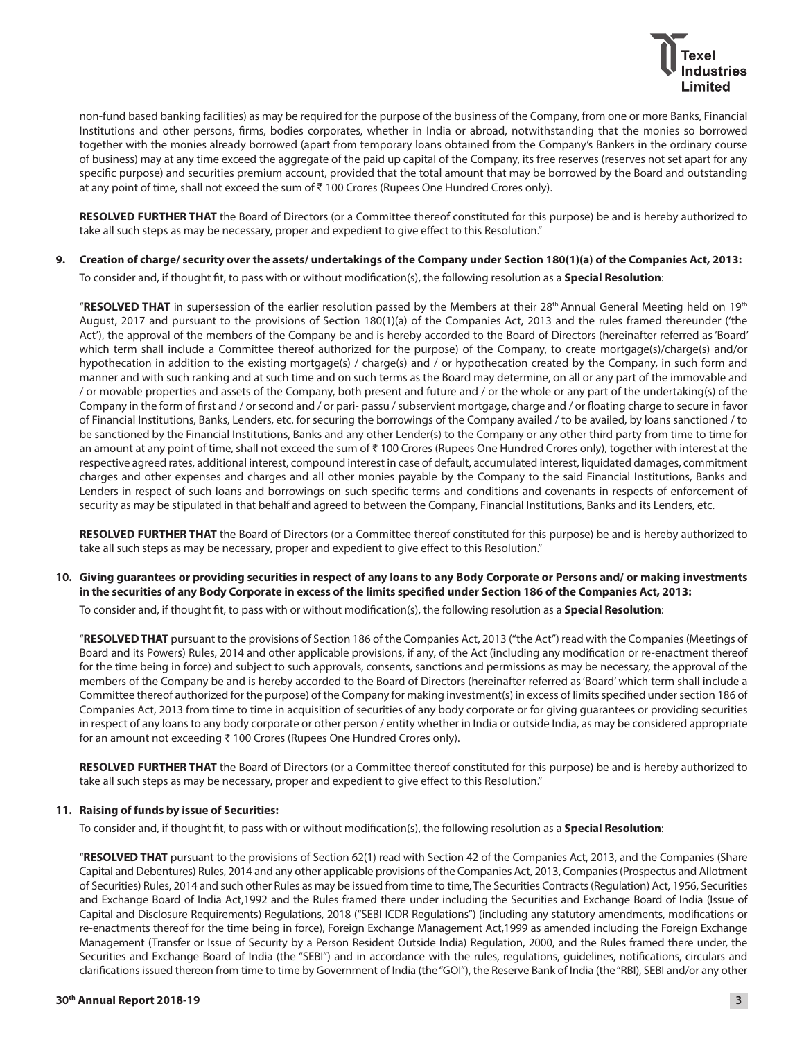non-fund based banking facilities) as may be required for the purpose of the business of the Company, from one or more Banks, Financial Institutions and other persons, firms, bodies corporates, whether in India or abroad, notwithstanding that the monies so borrowed together with the monies already borrowed (apart from temporary loans obtained from the Company's Bankers in the ordinary course of business) may at any time exceed the aggregate of the paid up capital of the Company, its free reserves (reserves not set apart for any specific purpose) and securities premium account, provided that the total amount that may be borrowed by the Board and outstanding at any point of time, shall not exceed the sum of ₹ 100 Crores (Rupees One Hundred Crores only).

**RESOLVED FURTHER THAT** the Board of Directors (or a Committee thereof constituted for this purpose) be and is hereby authorized to take all such steps as may be necessary, proper and expedient to give effect to this Resolution."

**9. Creation of charge/ security over the assets/ undertakings of the Company under Section 180(1)(a) of the Companies Act, 2013:**

To consider and, if thought fit, to pass with or without modification(s), the following resolution as a **Special Resolution**:

"**RESOLVED THAT** in supersession of the earlier resolution passed by the Members at their 28th Annual General Meeting held on 19th August, 2017 and pursuant to the provisions of Section 180(1)(a) of the Companies Act, 2013 and the rules framed thereunder ('the Act'), the approval of the members of the Company be and is hereby accorded to the Board of Directors (hereinafter referred as 'Board' which term shall include a Committee thereof authorized for the purpose) of the Company, to create mortgage(s)/charge(s) and/or hypothecation in addition to the existing mortgage(s) / charge(s) and / or hypothecation created by the Company, in such form and manner and with such ranking and at such time and on such terms as the Board may determine, on all or any part of the immovable and / or movable properties and assets of the Company, both present and future and / or the whole or any part of the undertaking(s) of the Company in the form of first and / or second and / or pari- passu / subservient mortgage, charge and / or floating charge to secure in favor of Financial Institutions, Banks, Lenders, etc. for securing the borrowings of the Company availed / to be availed, by loans sanctioned / to be sanctioned by the Financial Institutions, Banks and any other Lender(s) to the Company or any other third party from time to time for an amount at any point of time, shall not exceed the sum of ₹ 100 Crores (Rupees One Hundred Crores only), together with interest at the respective agreed rates, additional interest, compound interest in case of default, accumulated interest, liquidated damages, commitment charges and other expenses and charges and all other monies payable by the Company to the said Financial Institutions, Banks and Lenders in respect of such loans and borrowings on such specific terms and conditions and covenants in respects of enforcement of security as may be stipulated in that behalf and agreed to between the Company, Financial Institutions, Banks and its Lenders, etc.

**RESOLVED FURTHER THAT** the Board of Directors (or a Committee thereof constituted for this purpose) be and is hereby authorized to take all such steps as may be necessary, proper and expedient to give effect to this Resolution."

**10. Giving guarantees or providing securities in respect of any loans to any Body Corporate or Persons and/ or making investments in the securities of any Body Corporate in excess of the limits specified under Section 186 of the Companies Act, 2013:**

To consider and, if thought fit, to pass with or without modification(s), the following resolution as a **Special Resolution**:

"**RESOLVED THAT** pursuant to the provisions of Section 186 of the Companies Act, 2013 ("the Act") read with the Companies (Meetings of Board and its Powers) Rules, 2014 and other applicable provisions, if any, of the Act (including any modification or re-enactment thereof for the time being in force) and subject to such approvals, consents, sanctions and permissions as may be necessary, the approval of the members of the Company be and is hereby accorded to the Board of Directors (hereinafter referred as 'Board' which term shall include a Committee thereof authorized for the purpose) of the Company for making investment(s) in excess of limits specified under section 186 of Companies Act, 2013 from time to time in acquisition of securities of any body corporate or for giving guarantees or providing securities in respect of any loans to any body corporate or other person / entity whether in India or outside India, as may be considered appropriate for an amount not exceeding ₹ 100 Crores (Rupees One Hundred Crores only).

**RESOLVED FURTHER THAT** the Board of Directors (or a Committee thereof constituted for this purpose) be and is hereby authorized to take all such steps as may be necessary, proper and expedient to give effect to this Resolution."

**11. Raising of funds by issue of Securities:**

To consider and, if thought fit, to pass with or without modification(s), the following resolution as a **Special Resolution**:

"**RESOLVED THAT** pursuant to the provisions of Section 62(1) read with Section 42 of the Companies Act, 2013, and the Companies (Share Capital and Debentures) Rules, 2014 and any other applicable provisions of the Companies Act, 2013, Companies (Prospectus and Allotment of Securities) Rules, 2014 and such other Rules as may be issued from time to time, The Securities Contracts (Regulation) Act, 1956, Securities and Exchange Board of India Act,1992 and the Rules framed there under including the Securities and Exchange Board of India (Issue of Capital and Disclosure Requirements) Regulations, 2018 ("SEBI ICDR Regulations") (including any statutory amendments, modifications or re-enactments thereof for the time being in force), Foreign Exchange Management Act,1999 as amended including the Foreign Exchange Management (Transfer or Issue of Security by a Person Resident Outside India) Regulation, 2000, and the Rules framed there under, the Securities and Exchange Board of India (the "SEBI") and in accordance with the rules, regulations, guidelines, notifications, circulars and clarifications issued thereon from time to time by Government of India (the "GOI"), the Reserve Bank of India (the "RBI), SEBI and/or any other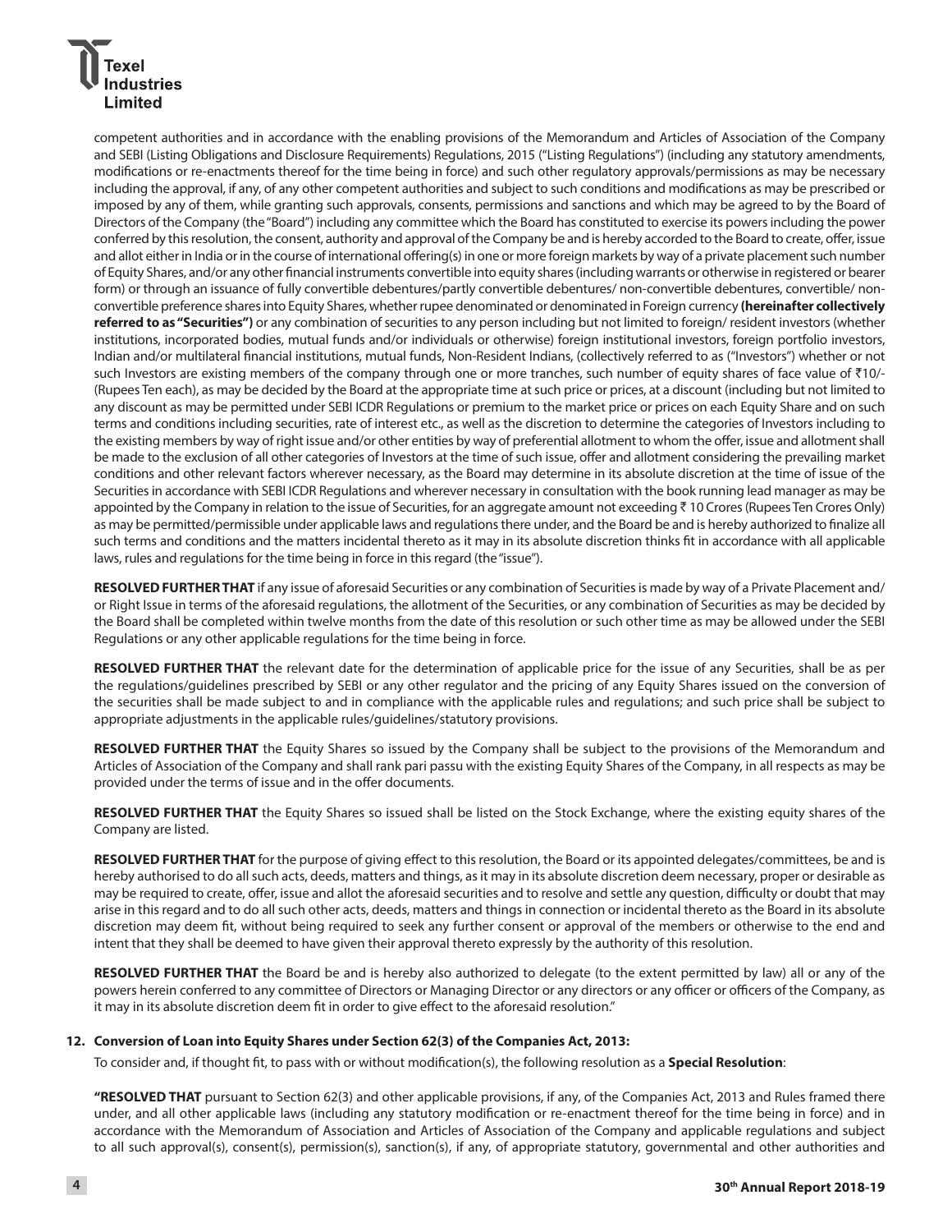competent authorities and in accordance with the enabling provisions of the Memorandum and Articles of Association of the Company and SEBI (Listing Obligations and Disclosure Requirements) Regulations, 2015 ("Listing Regulations") (including any statutory amendments, modifications or re-enactments thereof for the time being in force) and such other regulatory approvals/permissions as may be necessary including the approval, if any, of any other competent authorities and subject to such conditions and modifications as may be prescribed or imposed by any of them, while granting such approvals, consents, permissions and sanctions and which may be agreed to by the Board of Directors of the Company (the "Board") including any committee which the Board has constituted to exercise its powers including the power conferred by this resolution, the consent, authority and approval of the Company be and is hereby accorded to the Board to create, offer, issue and allot either in India or in the course of international offering(s) in one or more foreign markets by way of a private placement such number of Equity Shares, and/or any other financial instruments convertible into equity shares (including warrants or otherwise in registered or bearer form) or through an issuance of fully convertible debentures/partly convertible debentures/ non-convertible debentures, convertible/ non-convertible preference shares into Equity Shares, whether rupee denominated or denominated in Foreign currency **(hereinafter collectively referred to as "Securities")** or any combination of securities to any person including but not limited to foreign/ resident investors (whether institutions, incorporated bodies, mutual funds and/or individuals or otherwise) foreign institutional investors, foreign portfolio investors, Indian and/or multilateral financial institutions, mutual funds, Non-Resident Indians, (collectively referred to as ("Investors") whether or not such Investors are existing members of the company through one or more tranches, such number of equity shares of face value of ₹10/- (Rupees Ten each), as may be decided by the Board at the appropriate time at such price or prices, at a discount (including but not limited to any discount as may be permitted under SEBI ICDR Regulations or premium to the market price or prices on each Equity Share and on such terms and conditions including securities, rate of interest etc., as well as the discretion to determine the categories of Investors including to the existing members by way of right issue and/or other entities by way of preferential allotment to whom the offer, issue and allotment shall be made to the exclusion of all other categories of Investors at the time of such issue, offer and allotment considering the prevailing market conditions and other relevant factors wherever necessary, as the Board may determine in its absolute discretion at the time of issue of the Securities in accordance with SEBI ICDR Regulations and wherever necessary in consultation with the book running lead manager as may be appointed by the Company in relation to the issue of Securities, for an aggregate amount not exceeding ₹ 10 Crores (Rupees Ten Crores Only) as may be permitted/permissible under applicable laws and regulations there under, and the Board be and is hereby authorized to finalize all such terms and conditions and the matters incidental thereto as it may in its absolute discretion thinks fit in accordance with all applicable laws, rules and regulations for the time being in force in this regard (the "issue").

**RESOLVED FURTHER THAT** if any issue of aforesaid Securities or any combination of Securities is made by way of a Private Placement and/ or Right Issue in terms of the aforesaid regulations, the allotment of the Securities, or any combination of Securities as may be decided by the Board shall be completed within twelve months from the date of this resolution or such other time as may be allowed under the SEBI Regulations or any other applicable regulations for the time being in force.

**RESOLVED FURTHER THAT** the relevant date for the determination of applicable price for the issue of any Securities, shall be as per the regulations/guidelines prescribed by SEBI or any other regulator and the pricing of any Equity Shares issued on the conversion of the securities shall be made subject to and in compliance with the applicable rules and regulations; and such price shall be subject to appropriate adjustments in the applicable rules/guidelines/statutory provisions.

**RESOLVED FURTHER THAT** the Equity Shares so issued by the Company shall be subject to the provisions of the Memorandum and Articles of Association of the Company and shall rank pari passu with the existing Equity Shares of the Company, in all respects as may be provided under the terms of issue and in the offer documents.

**RESOLVED FURTHER THAT** the Equity Shares so issued shall be listed on the Stock Exchange, where the existing equity shares of the Company are listed.

**RESOLVED FURTHER THAT** for the purpose of giving effect to this resolution, the Board or its appointed delegates/committees, be and is hereby authorised to do all such acts, deeds, matters and things, as it may in its absolute discretion deem necessary, proper or desirable as may be required to create, offer, issue and allot the aforesaid securities and to resolve and settle any question, difficulty or doubt that may arise in this regard and to do all such other acts, deeds, matters and things in connection or incidental thereto as the Board in its absolute discretion may deem fit, without being required to seek any further consent or approval of the members or otherwise to the end and intent that they shall be deemed to have given their approval thereto expressly by the authority of this resolution.

**RESOLVED FURTHER THAT** the Board be and is hereby also authorized to delegate (to the extent permitted by law) all or any of the powers herein conferred to any committee of Directors or Managing Director or any directors or any officer or officers of the Company, as it may in its absolute discretion deem fit in order to give effect to the aforesaid resolution."

**12. Conversion of Loan into Equity Shares under Section 62(3) of the Companies Act, 2013:**

To consider and, if thought fit, to pass with or without modification(s), the following resolution as a **Special Resolution**:

**"RESOLVED THAT** pursuant to Section 62(3) and other applicable provisions, if any, of the Companies Act, 2013 and Rules framed there under, and all other applicable laws (including any statutory modification or re-enactment thereof for the time being in force) and in accordance with the Memorandum of Association and Articles of Association of the Company and applicable regulations and subject to all such approval(s), consent(s), permission(s), sanction(s), if any, of appropriate statutory, governmental and other authorities and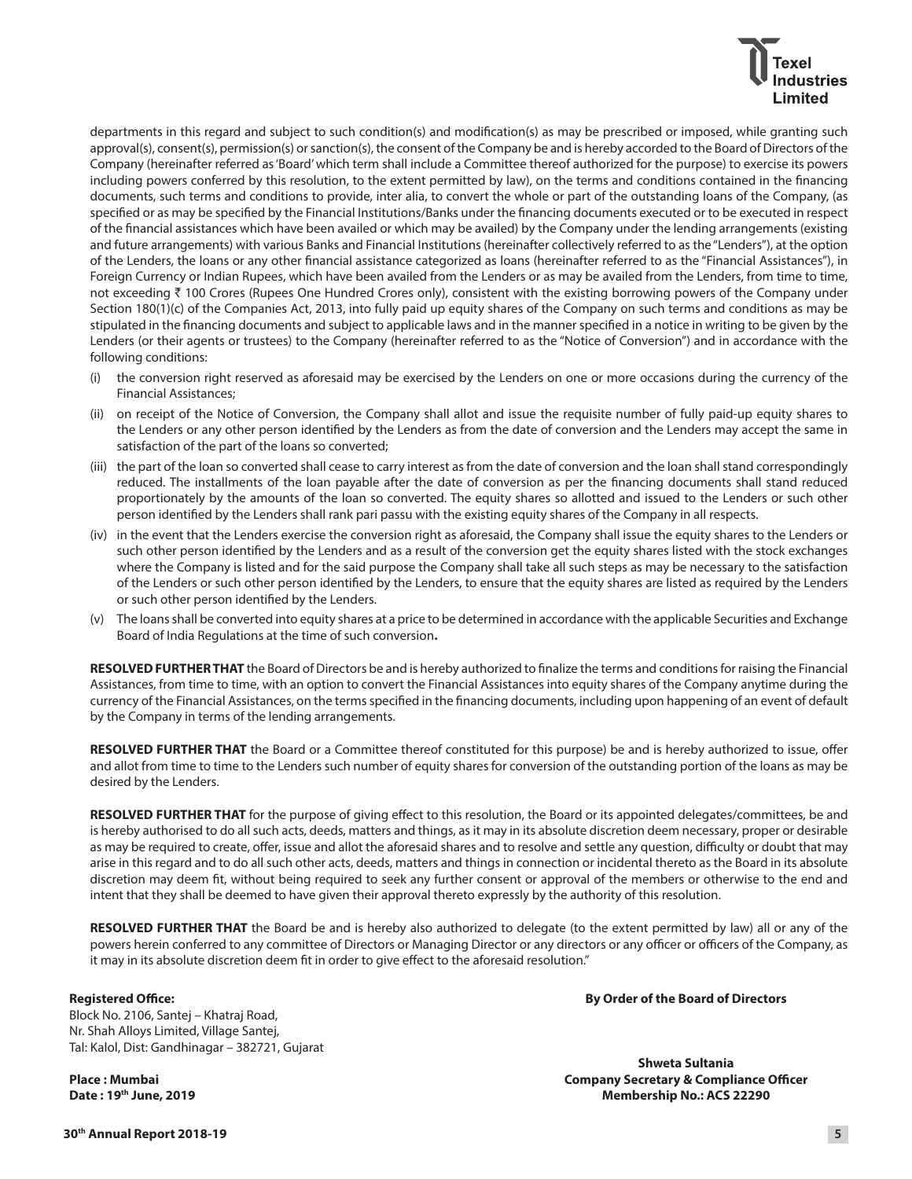departments in this regard and subject to such condition(s) and modification(s) as may be prescribed or imposed, while granting such approval(s), consent(s), permission(s) or sanction(s), the consent of the Company be and is hereby accorded to the Board of Directors of the Company (hereinafter referred as 'Board' which term shall include a Committee thereof authorized for the purpose) to exercise its powers including powers conferred by this resolution, to the extent permitted by law), on the terms and conditions contained in the financing documents, such terms and conditions to provide, inter alia, to convert the whole or part of the outstanding loans of the Company, (as specified or as may be specified by the Financial Institutions/Banks under the financing documents executed or to be executed in respect of the financial assistances which have been availed or which may be availed) by the Company under the lending arrangements (existing and future arrangements) with various Banks and Financial Institutions (hereinafter collectively referred to as the "Lenders"), at the option of the Lenders, the loans or any other financial assistance categorized as loans (hereinafter referred to as the "Financial Assistances"), in Foreign Currency or Indian Rupees, which have been availed from the Lenders or as may be availed from the Lenders, from time to time, not exceeding ₹ 100 Crores (Rupees One Hundred Crores only), consistent with the existing borrowing powers of the Company under Section 180(1)(c) of the Companies Act, 2013, into fully paid up equity shares of the Company on such terms and conditions as may be stipulated in the financing documents and subject to applicable laws and in the manner specified in a notice in writing to be given by the Lenders (or their agents or trustees) to the Company (hereinafter referred to as the "Notice of Conversion") and in accordance with the following conditions:

(i) the conversion right reserved as aforesaid may be exercised by the Lenders on one or more occasions during the currency of the Financial Assistances;

(ii) on receipt of the Notice of Conversion, the Company shall allot and issue the requisite number of fully paid-up equity shares to the Lenders or any other person identified by the Lenders as from the date of conversion and the Lenders may accept the same in satisfaction of the part of the loans so converted;

(iii) the part of the loan so converted shall cease to carry interest as from the date of conversion and the loan shall stand correspondingly reduced. The installments of the loan payable after the date of conversion as per the financing documents shall stand reduced proportionately by the amounts of the loan so converted. The equity shares so allotted and issued to the Lenders or such other person identified by the Lenders shall rank pari passu with the existing equity shares of the Company in all respects.

(iv) in the event that the Lenders exercise the conversion right as aforesaid, the Company shall issue the equity shares to the Lenders or such other person identified by the Lenders and as a result of the conversion get the equity shares listed with the stock exchanges where the Company is listed and for the said purpose the Company shall take all such steps as may be necessary to the satisfaction of the Lenders or such other person identified by the Lenders, to ensure that the equity shares are listed as required by the Lenders or such other person identified by the Lenders.

(v) The loans shall be converted into equity shares at a price to be determined in accordance with the applicable Securities and Exchange Board of India Regulations at the time of such conversion**.**

**RESOLVED FURTHER THAT** the Board of Directors be and is hereby authorized to finalize the terms and conditions for raising the Financial Assistances, from time to time, with an option to convert the Financial Assistances into equity shares of the Company anytime during the currency of the Financial Assistances, on the terms specified in the financing documents, including upon happening of an event of default by the Company in terms of the lending arrangements.

**RESOLVED FURTHER THAT** the Board or a Committee thereof constituted for this purpose) be and is hereby authorized to issue, offer and allot from time to time to the Lenders such number of equity shares for conversion of the outstanding portion of the loans as may be desired by the Lenders.

**RESOLVED FURTHER THAT** for the purpose of giving effect to this resolution, the Board or its appointed delegates/committees, be and is hereby authorised to do all such acts, deeds, matters and things, as it may in its absolute discretion deem necessary, proper or desirable as may be required to create, offer, issue and allot the aforesaid shares and to resolve and settle any question, difficulty or doubt that may arise in this regard and to do all such other acts, deeds, matters and things in connection or incidental thereto as the Board in its absolute discretion may deem fit, without being required to seek any further consent or approval of the members or otherwise to the end and intent that they shall be deemed to have given their approval thereto expressly by the authority of this resolution.

**RESOLVED FURTHER THAT** the Board be and is hereby also authorized to delegate (to the extent permitted by law) all or any of the powers herein conferred to any committee of Directors or Managing Director or any directors or any officer or officers of the Company, as it may in its absolute discretion deem fit in order to give effect to the aforesaid resolution."

**Registered Office:**
Block No. 2106, Santej – Khatraj Road,
Nr. Shah Alloys Limited, Village Santej,
Tal: Kalol, Dist: Gandhinagar – 382721, Gujarat

**Place : Mumbai**
**Date : 19th June, 2019**

**By Order of the Board of Directors**

**Shweta Sultania**
**Company Secretary & Compliance Officer**
**Membership No.: ACS 22290**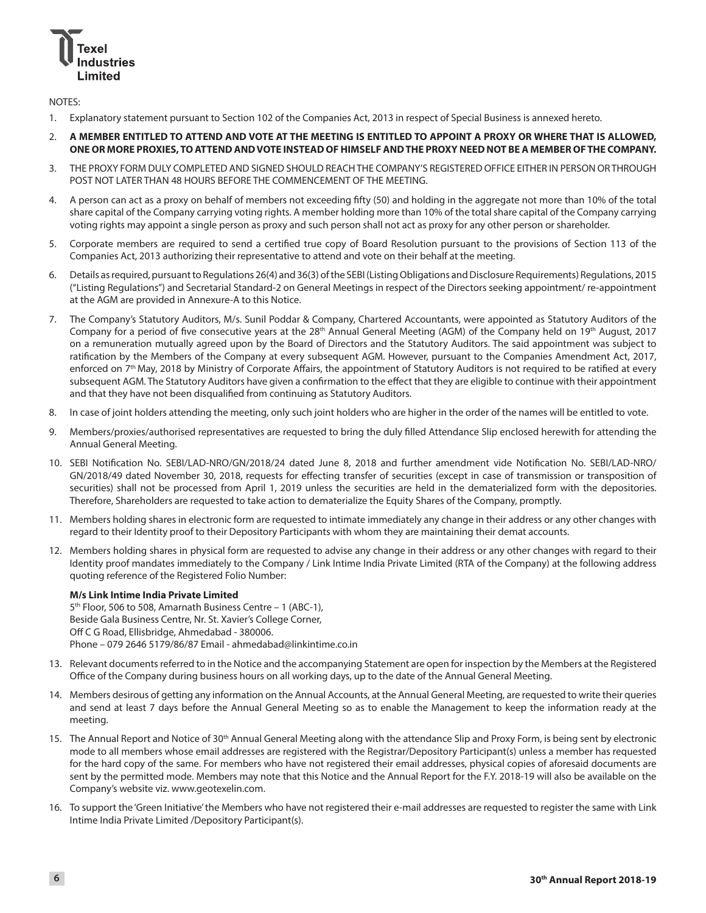NOTES:

1. Explanatory statement pursuant to Section 102 of the Companies Act, 2013 in respect of Special Business is annexed hereto.
2. **A MEMBER ENTITLED TO ATTEND AND VOTE AT THE MEETING IS ENTITLED TO APPOINT A PROXY OR WHERE THAT IS ALLOWED, ONE OR MORE PROXIES, TO ATTEND AND VOTE INSTEAD OF HIMSELF AND THE PROXY NEED NOT BE A MEMBER OF THE COMPANY.**
3. THE PROXY FORM DULY COMPLETED AND SIGNED SHOULD REACH THE COMPANY'S REGISTERED OFFICE EITHER IN PERSON OR THROUGH POST NOT LATER THAN 48 HOURS BEFORE THE COMMENCEMENT OF THE MEETING.
4. A person can act as a proxy on behalf of members not exceeding fifty (50) and holding in the aggregate not more than 10% of the total share capital of the Company carrying voting rights. A member holding more than 10% of the total share capital of the Company carrying voting rights may appoint a single person as proxy and such person shall not act as proxy for any other person or shareholder.
5. Corporate members are required to send a certified true copy of Board Resolution pursuant to the provisions of Section 113 of the Companies Act, 2013 authorizing their representative to attend and vote on their behalf at the meeting.
6. Details as required, pursuant to Regulations 26(4) and 36(3) of the SEBI (Listing Obligations and Disclosure Requirements) Regulations, 2015 ("Listing Regulations") and Secretarial Standard-2 on General Meetings in respect of the Directors seeking appointment/ re-appointment at the AGM are provided in Annexure-A to this Notice.
7. The Company's Statutory Auditors, M/s. Sunil Poddar & Company, Chartered Accountants, were appointed as Statutory Auditors of the Company for a period of five consecutive years at the 28th Annual General Meeting (AGM) of the Company held on 19th August, 2017 on a remuneration mutually agreed upon by the Board of Directors and the Statutory Auditors. The said appointment was subject to ratification by the Members of the Company at every subsequent AGM. However, pursuant to the Companies Amendment Act, 2017, enforced on 7th May, 2018 by Ministry of Corporate Affairs, the appointment of Statutory Auditors is not required to be ratified at every subsequent AGM. The Statutory Auditors have given a confirmation to the effect that they are eligible to continue with their appointment and that they have not been disqualified from continuing as Statutory Auditors.
8. In case of joint holders attending the meeting, only such joint holders who are higher in the order of the names will be entitled to vote.
9. Members/proxies/authorised representatives are requested to bring the duly filled Attendance Slip enclosed herewith for attending the Annual General Meeting.
10. SEBI Notification No. SEBI/LAD-NRO/GN/2018/24 dated June 8, 2018 and further amendment vide Notification No. SEBI/LAD-NRO/GN/2018/49 dated November 30, 2018, requests for effecting transfer of securities (except in case of transmission or transposition of securities) shall not be processed from April 1, 2019 unless the securities are held in the dematerialized form with the depositories. Therefore, Shareholders are requested to take action to dematerialize the Equity Shares of the Company, promptly.
11. Members holding shares in electronic form are requested to intimate immediately any change in their address or any other changes with regard to their Identity proof to their Depository Participants with whom they are maintaining their demat accounts.
12. Members holding shares in physical form are requested to advise any change in their address or any other changes with regard to their Identity proof mandates immediately to the Company / Link Intime India Private Limited (RTA of the Company) at the following address quoting reference of the Registered Folio Number:

    **M/s Link Intime India Private Limited**
    5th Floor, 506 to 508, Amarnath Business Centre – 1 (ABC-1),
    Beside Gala Business Centre, Nr. St. Xavier's College Corner,
    Off C G Road, Ellisbridge, Ahmedabad - 380006.
    Phone – 079 2646 5179/86/87 Email - ahmedabad@linkintime.co.in

13. Relevant documents referred to in the Notice and the accompanying Statement are open for inspection by the Members at the Registered Office of the Company during business hours on all working days, up to the date of the Annual General Meeting.
14. Members desirous of getting any information on the Annual Accounts, at the Annual General Meeting, are requested to write their queries and send at least 7 days before the Annual General Meeting so as to enable the Management to keep the information ready at the meeting.
15. The Annual Report and Notice of 30th Annual General Meeting along with the attendance Slip and Proxy Form, is being sent by electronic mode to all members whose email addresses are registered with the Registrar/Depository Participant(s) unless a member has requested for the hard copy of the same. For members who have not registered their email addresses, physical copies of aforesaid documents are sent by the permitted mode. Members may note that this Notice and the Annual Report for the F.Y. 2018-19 will also be available on the Company's website viz. www.geotexelin.com.
16. To support the 'Green Initiative' the Members who have not registered their e-mail addresses are requested to register the same with Link Intime India Private Limited /Depository Participant(s).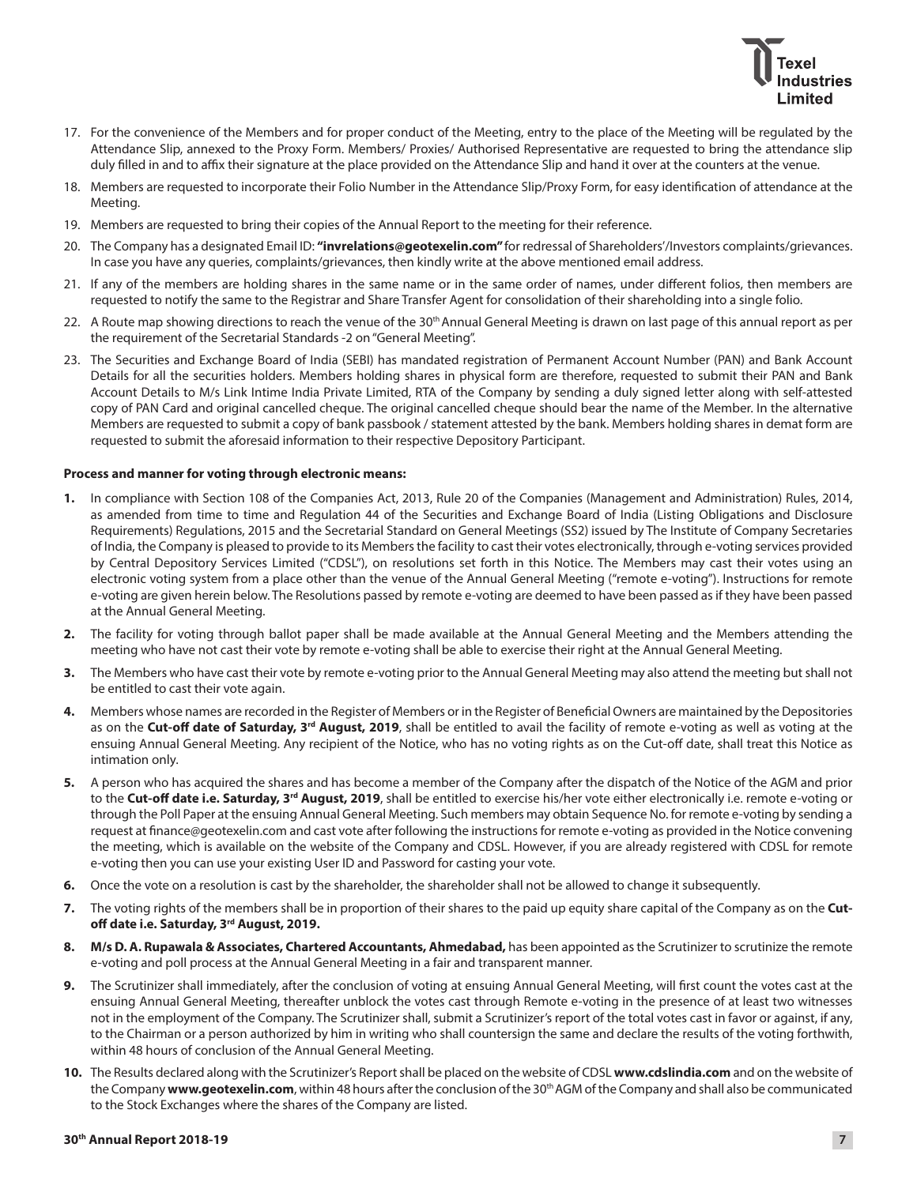17. For the convenience of the Members and for proper conduct of the Meeting, entry to the place of the Meeting will be regulated by the Attendance Slip, annexed to the Proxy Form. Members/ Proxies/ Authorised Representative are requested to bring the attendance slip duly filled in and to affix their signature at the place provided on the Attendance Slip and hand it over at the counters at the venue.
18. Members are requested to incorporate their Folio Number in the Attendance Slip/Proxy Form, for easy identification of attendance at the Meeting.
19. Members are requested to bring their copies of the Annual Report to the meeting for their reference.
20. The Company has a designated Email ID: **"invrelations@geotexelin.com"** for redressal of Shareholders'/Investors complaints/grievances. In case you have any queries, complaints/grievances, then kindly write at the above mentioned email address.
21. If any of the members are holding shares in the same name or in the same order of names, under different folios, then members are requested to notify the same to the Registrar and Share Transfer Agent for consolidation of their shareholding into a single folio.
22. A Route map showing directions to reach the venue of the 30th Annual General Meeting is drawn on last page of this annual report as per the requirement of the Secretarial Standards -2 on "General Meeting".
23. The Securities and Exchange Board of India (SEBI) has mandated registration of Permanent Account Number (PAN) and Bank Account Details for all the securities holders. Members holding shares in physical form are therefore, requested to submit their PAN and Bank Account Details to M/s Link Intime India Private Limited, RTA of the Company by sending a duly signed letter along with self-attested copy of PAN Card and original cancelled cheque. The original cancelled cheque should bear the name of the Member. In the alternative Members are requested to submit a copy of bank passbook / statement attested by the bank. Members holding shares in demat form are requested to submit the aforesaid information to their respective Depository Participant.

**Process and manner for voting through electronic means:**

1. In compliance with Section 108 of the Companies Act, 2013, Rule 20 of the Companies (Management and Administration) Rules, 2014, as amended from time to time and Regulation 44 of the Securities and Exchange Board of India (Listing Obligations and Disclosure Requirements) Regulations, 2015 and the Secretarial Standard on General Meetings (SS2) issued by The Institute of Company Secretaries of India, the Company is pleased to provide to its Members the facility to cast their votes electronically, through e-voting services provided by Central Depository Services Limited ("CDSL"), on resolutions set forth in this Notice. The Members may cast their votes using an electronic voting system from a place other than the venue of the Annual General Meeting ("remote e-voting"). Instructions for remote e-voting are given herein below. The Resolutions passed by remote e-voting are deemed to have been passed as if they have been passed at the Annual General Meeting.
2. The facility for voting through ballot paper shall be made available at the Annual General Meeting and the Members attending the meeting who have not cast their vote by remote e-voting shall be able to exercise their right at the Annual General Meeting.
3. The Members who have cast their vote by remote e-voting prior to the Annual General Meeting may also attend the meeting but shall not be entitled to cast their vote again.
4. Members whose names are recorded in the Register of Members or in the Register of Beneficial Owners are maintained by the Depositories as on the **Cut-off date of Saturday, 3rd August, 2019**, shall be entitled to avail the facility of remote e-voting as well as voting at the ensuing Annual General Meeting. Any recipient of the Notice, who has no voting rights as on the Cut-off date, shall treat this Notice as intimation only.
5. A person who has acquired the shares and has become a member of the Company after the dispatch of the Notice of the AGM and prior to the **Cut-off date i.e. Saturday, 3rd August, 2019**, shall be entitled to exercise his/her vote either electronically i.e. remote e-voting or through the Poll Paper at the ensuing Annual General Meeting. Such members may obtain Sequence No. for remote e-voting by sending a request at finance@geotexelin.com and cast vote after following the instructions for remote e-voting as provided in the Notice convening the meeting, which is available on the website of the Company and CDSL. However, if you are already registered with CDSL for remote e-voting then you can use your existing User ID and Password for casting your vote.
6. Once the vote on a resolution is cast by the shareholder, the shareholder shall not be allowed to change it subsequently.
7. The voting rights of the members shall be in proportion of their shares to the paid up equity share capital of the Company as on the **Cut-off date i.e. Saturday, 3rd August, 2019.**
8. **M/s D. A. Rupawala & Associates, Chartered Accountants, Ahmedabad,** has been appointed as the Scrutinizer to scrutinize the remote e-voting and poll process at the Annual General Meeting in a fair and transparent manner.
9. The Scrutinizer shall immediately, after the conclusion of voting at ensuing Annual General Meeting, will first count the votes cast at the ensuing Annual General Meeting, thereafter unblock the votes cast through Remote e-voting in the presence of at least two witnesses not in the employment of the Company. The Scrutinizer shall, submit a Scrutinizer's report of the total votes cast in favor or against, if any, to the Chairman or a person authorized by him in writing who shall countersign the same and declare the results of the voting forthwith, within 48 hours of conclusion of the Annual General Meeting.
10. The Results declared along with the Scrutinizer's Report shall be placed on the website of CDSL **www.cdslindia.com** and on the website of the Company **www.geotexelin.com**, within 48 hours after the conclusion of the 30th AGM of the Company and shall also be communicated to the Stock Exchanges where the shares of the Company are listed.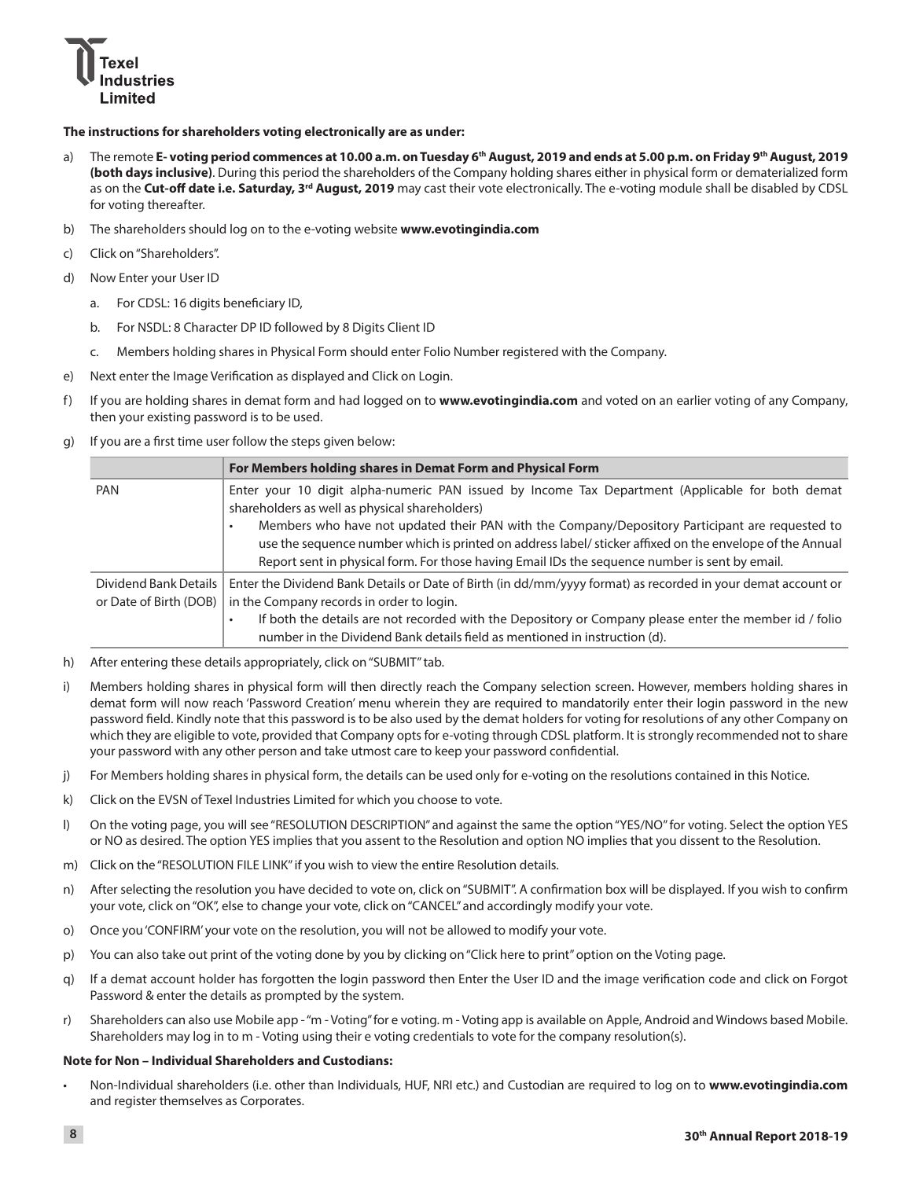**The instructions for shareholders voting electronically are as under:**

a) The remote **E- voting period commences at 10.00 a.m. on Tuesday 6th August, 2019 and ends at 5.00 p.m. on Friday 9th August, 2019 (both days inclusive)**. During this period the shareholders of the Company holding shares either in physical form or dematerialized form as on the **Cut-off date i.e. Saturday, 3rd August, 2019** may cast their vote electronically. The e-voting module shall be disabled by CDSL for voting thereafter.

b) The shareholders should log on to the e-voting website **www.evotingindia.com**

c) Click on "Shareholders".

d) Now Enter your User ID

   a. For CDSL: 16 digits beneficiary ID,

   b. For NSDL: 8 Character DP ID followed by 8 Digits Client ID

   c. Members holding shares in Physical Form should enter Folio Number registered with the Company.

e) Next enter the Image Verification as displayed and Click on Login.

f) If you are holding shares in demat form and had logged on to **www.evotingindia.com** and voted on an earlier voting of any Company, then your existing password is to be used.

g) If you are a first time user follow the steps given below:

| | **For Members holding shares in Demat Form and Physical Form** |
|---|---|
| PAN | Enter your 10 digit alpha-numeric PAN issued by Income Tax Department (Applicable for both demat shareholders as well as physical shareholders)<br>• Members who have not updated their PAN with the Company/Depository Participant are requested to use the sequence number which is printed on address label/ sticker affixed on the envelope of the Annual Report sent in physical form. For those having Email IDs the sequence number is sent by email. |
| Dividend Bank Details or Date of Birth (DOB) | Enter the Dividend Bank Details or Date of Birth (in dd/mm/yyyy format) as recorded in your demat account or in the Company records in order to login.<br>• If both the details are not recorded with the Depository or Company please enter the member id / folio number in the Dividend Bank details field as mentioned in instruction (d). |

h) After entering these details appropriately, click on "SUBMIT" tab.

i) Members holding shares in physical form will then directly reach the Company selection screen. However, members holding shares in demat form will now reach 'Password Creation' menu wherein they are required to mandatorily enter their login password in the new password field. Kindly note that this password is to be also used by the demat holders for voting for resolutions of any other Company on which they are eligible to vote, provided that Company opts for e-voting through CDSL platform. It is strongly recommended not to share your password with any other person and take utmost care to keep your password confidential.

j) For Members holding shares in physical form, the details can be used only for e-voting on the resolutions contained in this Notice.

k) Click on the EVSN of Texel Industries Limited for which you choose to vote.

l) On the voting page, you will see "RESOLUTION DESCRIPTION" and against the same the option "YES/NO" for voting. Select the option YES or NO as desired. The option YES implies that you assent to the Resolution and option NO implies that you dissent to the Resolution.

m) Click on the "RESOLUTION FILE LINK" if you wish to view the entire Resolution details.

n) After selecting the resolution you have decided to vote on, click on "SUBMIT". A confirmation box will be displayed. If you wish to confirm your vote, click on "OK", else to change your vote, click on "CANCEL" and accordingly modify your vote.

o) Once you 'CONFIRM' your vote on the resolution, you will not be allowed to modify your vote.

p) You can also take out print of the voting done by you by clicking on "Click here to print" option on the Voting page.

q) If a demat account holder has forgotten the login password then Enter the User ID and the image verification code and click on Forgot Password & enter the details as prompted by the system.

r) Shareholders can also use Mobile app - "m - Voting" for e voting. m - Voting app is available on Apple, Android and Windows based Mobile. Shareholders may log in to m - Voting using their e voting credentials to vote for the company resolution(s).

**Note for Non – Individual Shareholders and Custodians:**

- Non-Individual shareholders (i.e. other than Individuals, HUF, NRI etc.) and Custodian are required to log on to **www.evotingindia.com** and register themselves as Corporates.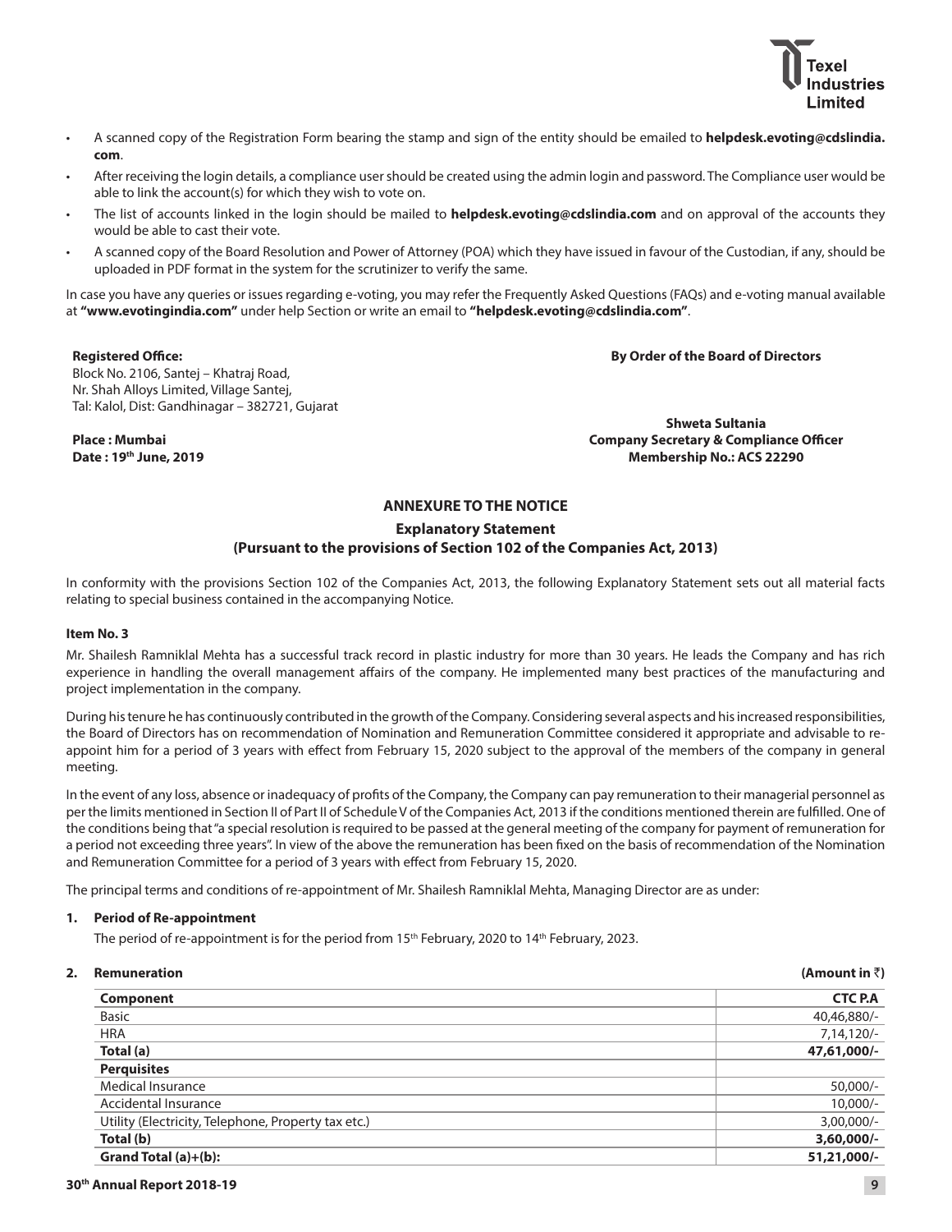- A scanned copy of the Registration Form bearing the stamp and sign of the entity should be emailed to **helpdesk.evoting@cdslindia.com**.
- After receiving the login details, a compliance user should be created using the admin login and password. The Compliance user would be able to link the account(s) for which they wish to vote on.
- The list of accounts linked in the login should be mailed to **helpdesk.evoting@cdslindia.com** and on approval of the accounts they would be able to cast their vote.
- A scanned copy of the Board Resolution and Power of Attorney (POA) which they have issued in favour of the Custodian, if any, should be uploaded in PDF format in the system for the scrutinizer to verify the same.

In case you have any queries or issues regarding e-voting, you may refer the Frequently Asked Questions (FAQs) and e-voting manual available at **"www.evotingindia.com"** under help Section or write an email to **"helpdesk.evoting@cdslindia.com"**.

**Registered Office:**
Block No. 2106, Santej – Khatraj Road,
Nr. Shah Alloys Limited, Village Santej,
Tal: Kalol, Dist: Gandhinagar – 382721, Gujarat

**By Order of the Board of Directors**

**Place : Mumbai**
**Date : 19th June, 2019**

**Shweta Sultania**
**Company Secretary & Compliance Officer**
**Membership No.: ACS 22290**

## ANNEXURE TO THE NOTICE

### Explanatory Statement
### (Pursuant to the provisions of Section 102 of the Companies Act, 2013)

In conformity with the provisions Section 102 of the Companies Act, 2013, the following Explanatory Statement sets out all material facts relating to special business contained in the accompanying Notice.

**Item No. 3**

Mr. Shailesh Ramniklal Mehta has a successful track record in plastic industry for more than 30 years. He leads the Company and has rich experience in handling the overall management affairs of the company. He implemented many best practices of the manufacturing and project implementation in the company.

During his tenure he has continuously contributed in the growth of the Company. Considering several aspects and his increased responsibilities, the Board of Directors has on recommendation of Nomination and Remuneration Committee considered it appropriate and advisable to re-appoint him for a period of 3 years with effect from February 15, 2020 subject to the approval of the members of the company in general meeting.

In the event of any loss, absence or inadequacy of profits of the Company, the Company can pay remuneration to their managerial personnel as per the limits mentioned in Section II of Part II of Schedule V of the Companies Act, 2013 if the conditions mentioned therein are fulfilled. One of the conditions being that "a special resolution is required to be passed at the general meeting of the company for payment of remuneration for a period not exceeding three years". In view of the above the remuneration has been fixed on the basis of recommendation of the Nomination and Remuneration Committee for a period of 3 years with effect from February 15, 2020.

The principal terms and conditions of re-appointment of Mr. Shailesh Ramniklal Mehta, Managing Director are as under:

1. **Period of Re-appointment**

   The period of re-appointment is for the period from 15th February, 2020 to 14th February, 2023.

2. **Remuneration** **(Amount in ₹)**

| Component | CTC P.A |
|---|---|
| Basic | 40,46,880/- |
| HRA | 7,14,120/- |
| **Total (a)** | **47,61,000/-** |
| **Perquisites** | |
| Medical Insurance | 50,000/- |
| Accidental Insurance | 10,000/- |
| Utility (Electricity, Telephone, Property tax etc.) | 3,00,000/- |
| **Total (b)** | **3,60,000/-** |
| **Grand Total (a)+(b):** | **51,21,000/-** |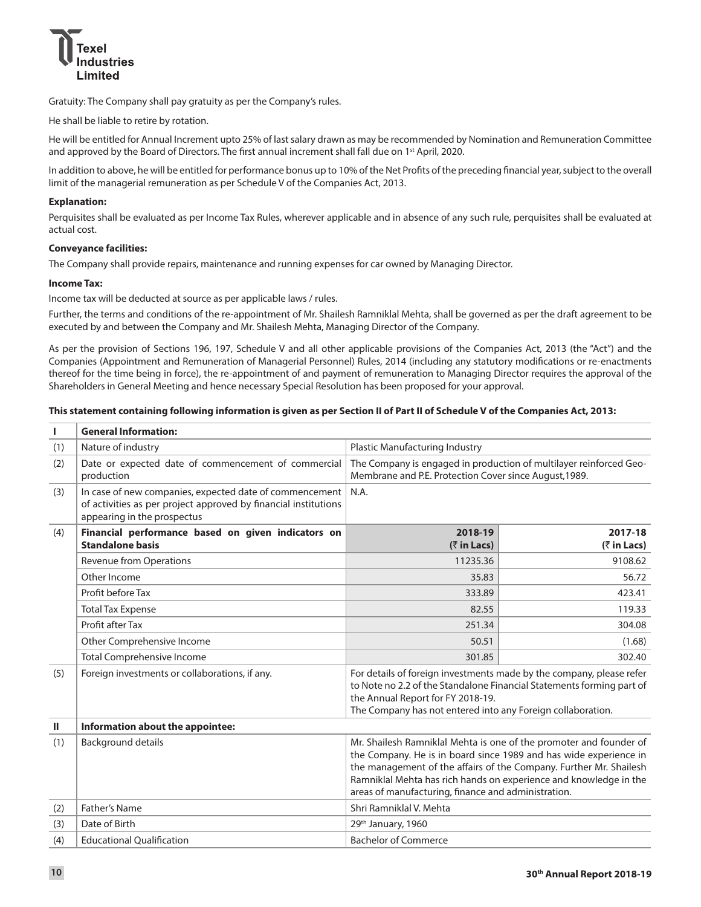Gratuity: The Company shall pay gratuity as per the Company's rules.

He shall be liable to retire by rotation.

He will be entitled for Annual Increment upto 25% of last salary drawn as may be recommended by Nomination and Remuneration Committee and approved by the Board of Directors. The first annual increment shall fall due on 1st April, 2020.

In addition to above, he will be entitled for performance bonus up to 10% of the Net Profits of the preceding financial year, subject to the overall limit of the managerial remuneration as per Schedule V of the Companies Act, 2013.

**Explanation:**

Perquisites shall be evaluated as per Income Tax Rules, wherever applicable and in absence of any such rule, perquisites shall be evaluated at actual cost.

**Conveyance facilities:**

The Company shall provide repairs, maintenance and running expenses for car owned by Managing Director.

**Income Tax:**

Income tax will be deducted at source as per applicable laws / rules.

Further, the terms and conditions of the re-appointment of Mr. Shailesh Ramniklal Mehta, shall be governed as per the draft agreement to be executed by and between the Company and Mr. Shailesh Mehta, Managing Director of the Company.

As per the provision of Sections 196, 197, Schedule V and all other applicable provisions of the Companies Act, 2013 (the "Act") and the Companies (Appointment and Remuneration of Managerial Personnel) Rules, 2014 (including any statutory modifications or re-enactments thereof for the time being in force), the re-appointment of and payment of remuneration to Managing Director requires the approval of the Shareholders in General Meeting and hence necessary Special Resolution has been proposed for your approval.

**This statement containing following information is given as per Section II of Part II of Schedule V of the Companies Act, 2013:**

| I | **General Information:** | | |
|---|---|---|---|
| (1) | Nature of industry | Plastic Manufacturing Industry | |
| (2) | Date or expected date of commencement of commercial production | The Company is engaged in production of multilayer reinforced Geo-Membrane and P.E. Protection Cover since August,1989. | |
| (3) | In case of new companies, expected date of commencement of activities as per project approved by financial institutions appearing in the prospectus | N.A. | |
| (4) | **Financial performance based on given indicators on Standalone basis** | **2018-19 (₹ in Lacs)** | **2017-18 (₹ in Lacs)** |
| | Revenue from Operations | 11235.36 | 9108.62 |
| | Other Income | 35.83 | 56.72 |
| | Profit before Tax | 333.89 | 423.41 |
| | Total Tax Expense | 82.55 | 119.33 |
| | Profit after Tax | 251.34 | 304.08 |
| | Other Comprehensive Income | 50.51 | (1.68) |
| | Total Comprehensive Income | 301.85 | 302.40 |
| (5) | Foreign investments or collaborations, if any. | For details of foreign investments made by the company, please refer to Note no 2.2 of the Standalone Financial Statements forming part of the Annual Report for FY 2018-19. The Company has not entered into any Foreign collaboration. | |
| **II** | **Information about the appointee:** | | |
| (1) | Background details | Mr. Shailesh Ramniklal Mehta is one of the promoter and founder of the Company. He is in board since 1989 and has wide experience in the management of the affairs of the Company. Further Mr. Shailesh Ramniklal Mehta has rich hands on experience and knowledge in the areas of manufacturing, finance and administration. | |
| (2) | Father's Name | Shri Ramniklal V. Mehta | |
| (3) | Date of Birth | 29th January, 1960 | |
| (4) | Educational Qualification | Bachelor of Commerce | |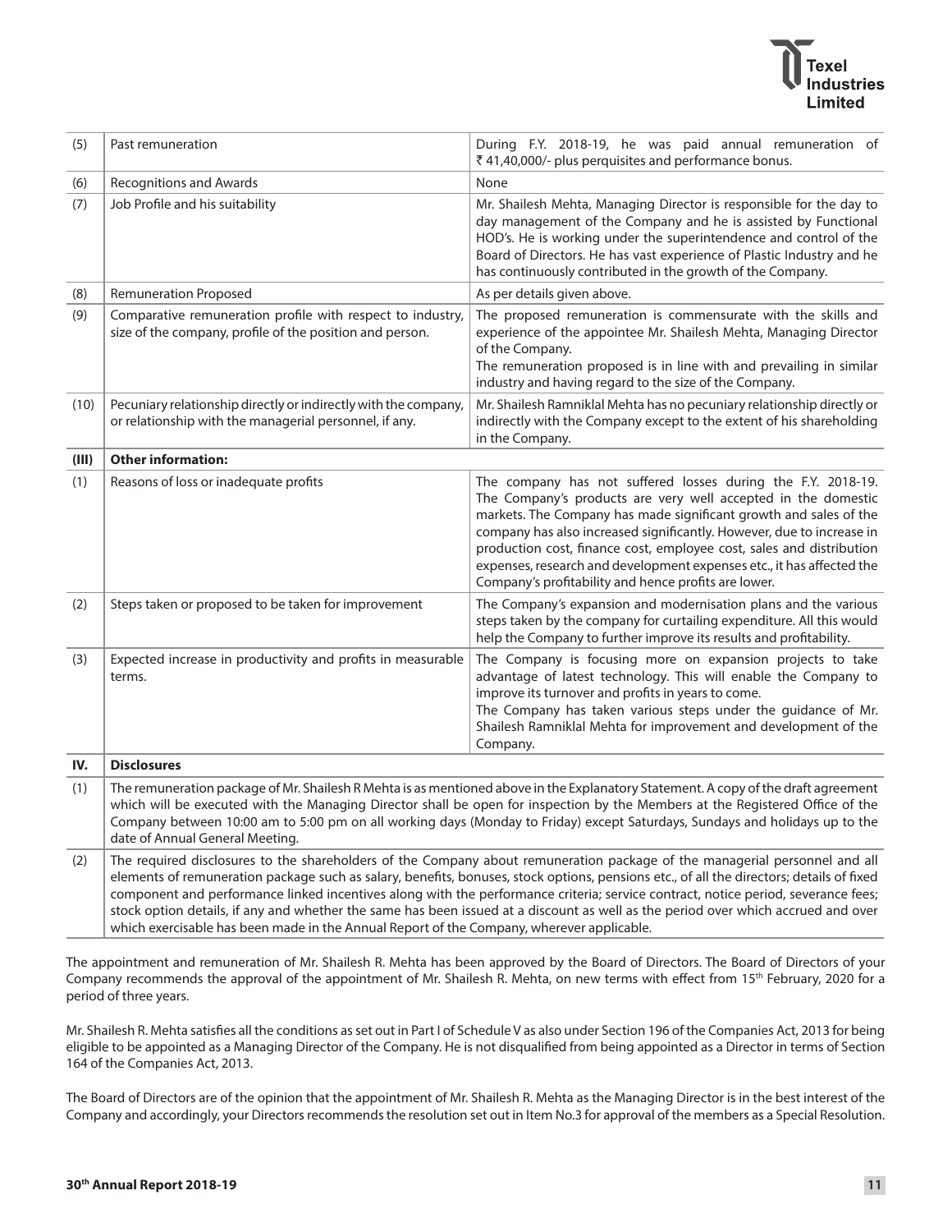| | | |
|---|---|---|
| (5) | Past remuneration | During F.Y. 2018-19, he was paid annual remuneration of ₹ 41,40,000/- plus perquisites and performance bonus. |
| (6) | Recognitions and Awards | None |
| (7) | Job Profile and his suitability | Mr. Shailesh Mehta, Managing Director is responsible for the day to day management of the Company and he is assisted by Functional HOD's. He is working under the superintendence and control of the Board of Directors. He has vast experience of Plastic Industry and he has continuously contributed in the growth of the Company. |
| (8) | Remuneration Proposed | As per details given above. |
| (9) | Comparative remuneration profile with respect to industry, size of the company, profile of the position and person. | The proposed remuneration is commensurate with the skills and experience of the appointee Mr. Shailesh Mehta, Managing Director of the Company.<br>The remuneration proposed is in line with and prevailing in similar industry and having regard to the size of the Company. |
| (10) | Pecuniary relationship directly or indirectly with the company, or relationship with the managerial personnel, if any. | Mr. Shailesh Ramniklal Mehta has no pecuniary relationship directly or indirectly with the Company except to the extent of his shareholding in the Company. |
| **(III)** | **Other information:** | |
| (1) | Reasons of loss or inadequate profits | The company has not suffered losses during the F.Y. 2018-19. The Company's products are very well accepted in the domestic markets. The Company has made significant growth and sales of the company has also increased significantly. However, due to increase in production cost, finance cost, employee cost, sales and distribution expenses, research and development expenses etc., it has affected the Company's profitability and hence profits are lower. |
| (2) | Steps taken or proposed to be taken for improvement | The Company's expansion and modernisation plans and the various steps taken by the company for curtailing expenditure. All this would help the Company to further improve its results and profitability. |
| (3) | Expected increase in productivity and profits in measurable terms. | The Company is focusing more on expansion projects to take advantage of latest technology. This will enable the Company to improve its turnover and profits in years to come.<br>The Company has taken various steps under the guidance of Mr. Shailesh Ramniklal Mehta for improvement and development of the Company. |
| **IV.** | **Disclosures** | |
| (1) | The remuneration package of Mr. Shailesh R Mehta is as mentioned above in the Explanatory Statement. A copy of the draft agreement which will be executed with the Managing Director shall be open for inspection by the Members at the Registered Office of the Company between 10:00 am to 5:00 pm on all working days (Monday to Friday) except Saturdays, Sundays and holidays up to the date of Annual General Meeting. | |
| (2) | The required disclosures to the shareholders of the Company about remuneration package of the managerial personnel and all elements of remuneration package such as salary, benefits, bonuses, stock options, pensions etc., of all the directors; details of fixed component and performance linked incentives along with the performance criteria; service contract, notice period, severance fees; stock option details, if any and whether the same has been issued at a discount as well as the period over which accrued and over which exercisable has been made in the Annual Report of the Company, wherever applicable. | |

The appointment and remuneration of Mr. Shailesh R. Mehta has been approved by the Board of Directors. The Board of Directors of your Company recommends the approval of the appointment of Mr. Shailesh R. Mehta, on new terms with effect from 15th February, 2020 for a period of three years.

Mr. Shailesh R. Mehta satisfies all the conditions as set out in Part I of Schedule V as also under Section 196 of the Companies Act, 2013 for being eligible to be appointed as a Managing Director of the Company. He is not disqualified from being appointed as a Director in terms of Section 164 of the Companies Act, 2013.

The Board of Directors are of the opinion that the appointment of Mr. Shailesh R. Mehta as the Managing Director is in the best interest of the Company and accordingly, your Directors recommends the resolution set out in Item No.3 for approval of the members as a Special Resolution.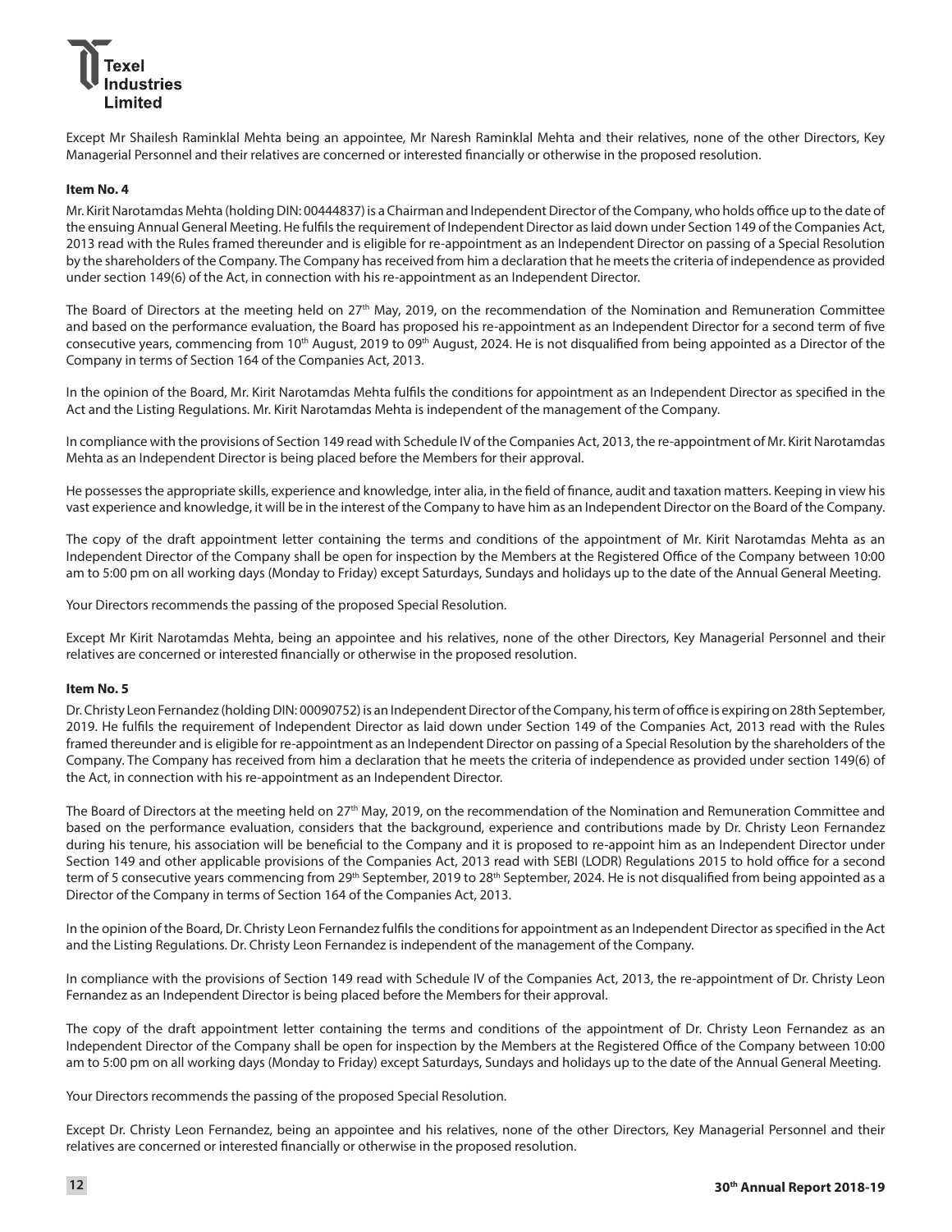Except Mr Shailesh Raminklal Mehta being an appointee, Mr Naresh Raminklal Mehta and their relatives, none of the other Directors, Key Managerial Personnel and their relatives are concerned or interested financially or otherwise in the proposed resolution.

**Item No. 4**

Mr. Kirit Narotamdas Mehta (holding DIN: 00444837) is a Chairman and Independent Director of the Company, who holds office up to the date of the ensuing Annual General Meeting. He fulfils the requirement of Independent Director as laid down under Section 149 of the Companies Act, 2013 read with the Rules framed thereunder and is eligible for re-appointment as an Independent Director on passing of a Special Resolution by the shareholders of the Company. The Company has received from him a declaration that he meets the criteria of independence as provided under section 149(6) of the Act, in connection with his re-appointment as an Independent Director.

The Board of Directors at the meeting held on 27th May, 2019, on the recommendation of the Nomination and Remuneration Committee and based on the performance evaluation, the Board has proposed his re-appointment as an Independent Director for a second term of five consecutive years, commencing from 10th August, 2019 to 09th August, 2024. He is not disqualified from being appointed as a Director of the Company in terms of Section 164 of the Companies Act, 2013.

In the opinion of the Board, Mr. Kirit Narotamdas Mehta fulfils the conditions for appointment as an Independent Director as specified in the Act and the Listing Regulations. Mr. Kirit Narotamdas Mehta is independent of the management of the Company.

In compliance with the provisions of Section 149 read with Schedule IV of the Companies Act, 2013, the re-appointment of Mr. Kirit Narotamdas Mehta as an Independent Director is being placed before the Members for their approval.

He possesses the appropriate skills, experience and knowledge, inter alia, in the field of finance, audit and taxation matters. Keeping in view his vast experience and knowledge, it will be in the interest of the Company to have him as an Independent Director on the Board of the Company.

The copy of the draft appointment letter containing the terms and conditions of the appointment of Mr. Kirit Narotamdas Mehta as an Independent Director of the Company shall be open for inspection by the Members at the Registered Office of the Company between 10:00 am to 5:00 pm on all working days (Monday to Friday) except Saturdays, Sundays and holidays up to the date of the Annual General Meeting.

Your Directors recommends the passing of the proposed Special Resolution.

Except Mr Kirit Narotamdas Mehta, being an appointee and his relatives, none of the other Directors, Key Managerial Personnel and their relatives are concerned or interested financially or otherwise in the proposed resolution.

**Item No. 5**

Dr. Christy Leon Fernandez (holding DIN: 00090752) is an Independent Director of the Company, his term of office is expiring on 28th September, 2019. He fulfils the requirement of Independent Director as laid down under Section 149 of the Companies Act, 2013 read with the Rules framed thereunder and is eligible for re-appointment as an Independent Director on passing of a Special Resolution by the shareholders of the Company. The Company has received from him a declaration that he meets the criteria of independence as provided under section 149(6) of the Act, in connection with his re-appointment as an Independent Director.

The Board of Directors at the meeting held on 27th May, 2019, on the recommendation of the Nomination and Remuneration Committee and based on the performance evaluation, considers that the background, experience and contributions made by Dr. Christy Leon Fernandez during his tenure, his association will be beneficial to the Company and it is proposed to re-appoint him as an Independent Director under Section 149 and other applicable provisions of the Companies Act, 2013 read with SEBI (LODR) Regulations 2015 to hold office for a second term of 5 consecutive years commencing from 29th September, 2019 to 28th September, 2024. He is not disqualified from being appointed as a Director of the Company in terms of Section 164 of the Companies Act, 2013.

In the opinion of the Board, Dr. Christy Leon Fernandez fulfils the conditions for appointment as an Independent Director as specified in the Act and the Listing Regulations. Dr. Christy Leon Fernandez is independent of the management of the Company.

In compliance with the provisions of Section 149 read with Schedule IV of the Companies Act, 2013, the re-appointment of Dr. Christy Leon Fernandez as an Independent Director is being placed before the Members for their approval.

The copy of the draft appointment letter containing the terms and conditions of the appointment of Dr. Christy Leon Fernandez as an Independent Director of the Company shall be open for inspection by the Members at the Registered Office of the Company between 10:00 am to 5:00 pm on all working days (Monday to Friday) except Saturdays, Sundays and holidays up to the date of the Annual General Meeting.

Your Directors recommends the passing of the proposed Special Resolution.

Except Dr. Christy Leon Fernandez, being an appointee and his relatives, none of the other Directors, Key Managerial Personnel and their relatives are concerned or interested financially or otherwise in the proposed resolution.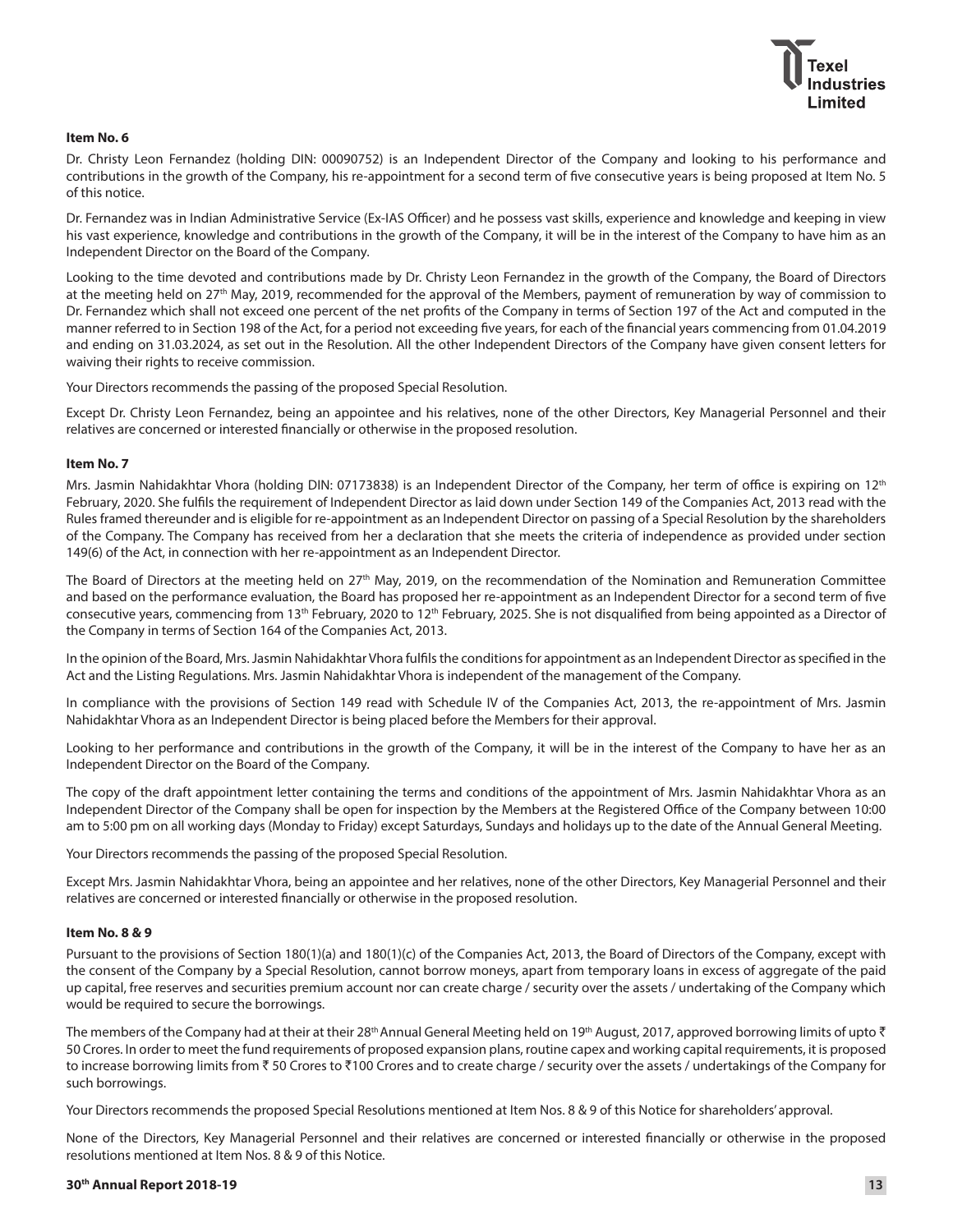**Item No. 6**

Dr. Christy Leon Fernandez (holding DIN: 00090752) is an Independent Director of the Company and looking to his performance and contributions in the growth of the Company, his re-appointment for a second term of five consecutive years is being proposed at Item No. 5 of this notice.

Dr. Fernandez was in Indian Administrative Service (Ex-IAS Officer) and he possess vast skills, experience and knowledge and keeping in view his vast experience, knowledge and contributions in the growth of the Company, it will be in the interest of the Company to have him as an Independent Director on the Board of the Company.

Looking to the time devoted and contributions made by Dr. Christy Leon Fernandez in the growth of the Company, the Board of Directors at the meeting held on 27th May, 2019, recommended for the approval of the Members, payment of remuneration by way of commission to Dr. Fernandez which shall not exceed one percent of the net profits of the Company in terms of Section 197 of the Act and computed in the manner referred to in Section 198 of the Act, for a period not exceeding five years, for each of the financial years commencing from 01.04.2019 and ending on 31.03.2024, as set out in the Resolution. All the other Independent Directors of the Company have given consent letters for waiving their rights to receive commission.

Your Directors recommends the passing of the proposed Special Resolution.

Except Dr. Christy Leon Fernandez, being an appointee and his relatives, none of the other Directors, Key Managerial Personnel and their relatives are concerned or interested financially or otherwise in the proposed resolution.

**Item No. 7**

Mrs. Jasmin Nahidakhtar Vhora (holding DIN: 07173838) is an Independent Director of the Company, her term of office is expiring on 12th February, 2020. She fulfils the requirement of Independent Director as laid down under Section 149 of the Companies Act, 2013 read with the Rules framed thereunder and is eligible for re-appointment as an Independent Director on passing of a Special Resolution by the shareholders of the Company. The Company has received from her a declaration that she meets the criteria of independence as provided under section 149(6) of the Act, in connection with her re-appointment as an Independent Director.

The Board of Directors at the meeting held on 27th May, 2019, on the recommendation of the Nomination and Remuneration Committee and based on the performance evaluation, the Board has proposed her re-appointment as an Independent Director for a second term of five consecutive years, commencing from 13th February, 2020 to 12th February, 2025. She is not disqualified from being appointed as a Director of the Company in terms of Section 164 of the Companies Act, 2013.

In the opinion of the Board, Mrs. Jasmin Nahidakhtar Vhora fulfils the conditions for appointment as an Independent Director as specified in the Act and the Listing Regulations. Mrs. Jasmin Nahidakhtar Vhora is independent of the management of the Company.

In compliance with the provisions of Section 149 read with Schedule IV of the Companies Act, 2013, the re-appointment of Mrs. Jasmin Nahidakhtar Vhora as an Independent Director is being placed before the Members for their approval.

Looking to her performance and contributions in the growth of the Company, it will be in the interest of the Company to have her as an Independent Director on the Board of the Company.

The copy of the draft appointment letter containing the terms and conditions of the appointment of Mrs. Jasmin Nahidakhtar Vhora as an Independent Director of the Company shall be open for inspection by the Members at the Registered Office of the Company between 10:00 am to 5:00 pm on all working days (Monday to Friday) except Saturdays, Sundays and holidays up to the date of the Annual General Meeting.

Your Directors recommends the passing of the proposed Special Resolution.

Except Mrs. Jasmin Nahidakhtar Vhora, being an appointee and her relatives, none of the other Directors, Key Managerial Personnel and their relatives are concerned or interested financially or otherwise in the proposed resolution.

**Item No. 8 & 9**

Pursuant to the provisions of Section 180(1)(a) and 180(1)(c) of the Companies Act, 2013, the Board of Directors of the Company, except with the consent of the Company by a Special Resolution, cannot borrow moneys, apart from temporary loans in excess of aggregate of the paid up capital, free reserves and securities premium account nor can create charge / security over the assets / undertaking of the Company which would be required to secure the borrowings.

The members of the Company had at their at their 28th Annual General Meeting held on 19th August, 2017, approved borrowing limits of upto ₹ 50 Crores. In order to meet the fund requirements of proposed expansion plans, routine capex and working capital requirements, it is proposed to increase borrowing limits from ₹ 50 Crores to ₹100 Crores and to create charge / security over the assets / undertakings of the Company for such borrowings.

Your Directors recommends the proposed Special Resolutions mentioned at Item Nos. 8 & 9 of this Notice for shareholders' approval.

None of the Directors, Key Managerial Personnel and their relatives are concerned or interested financially or otherwise in the proposed resolutions mentioned at Item Nos. 8 & 9 of this Notice.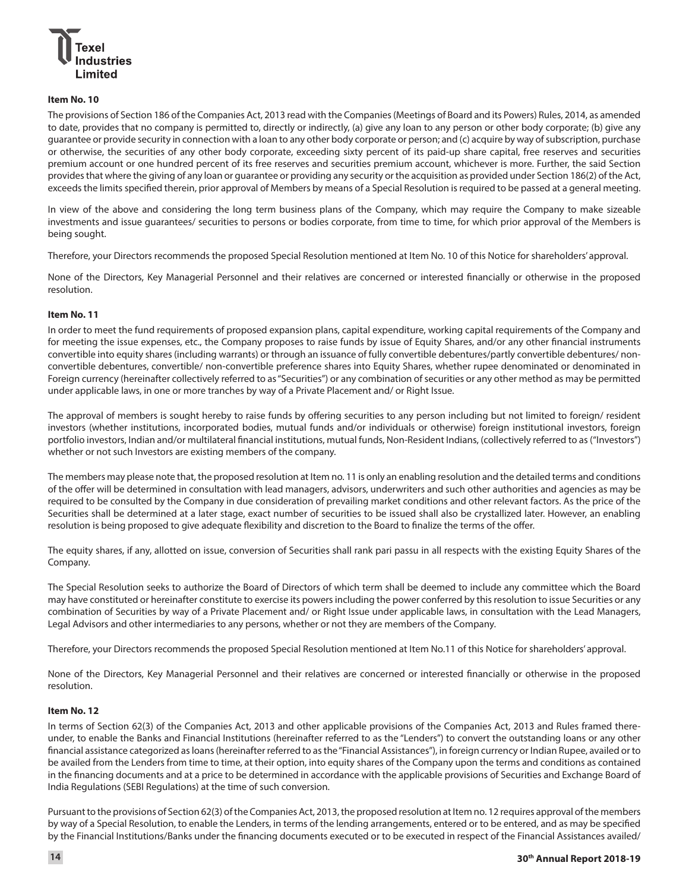### Item No. 10

The provisions of Section 186 of the Companies Act, 2013 read with the Companies (Meetings of Board and its Powers) Rules, 2014, as amended to date, provides that no company is permitted to, directly or indirectly, (a) give any loan to any person or other body corporate; (b) give any guarantee or provide security in connection with a loan to any other body corporate or person; and (c) acquire by way of subscription, purchase or otherwise, the securities of any other body corporate, exceeding sixty percent of its paid-up share capital, free reserves and securities premium account or one hundred percent of its free reserves and securities premium account, whichever is more. Further, the said Section provides that where the giving of any loan or guarantee or providing any security or the acquisition as provided under Section 186(2) of the Act, exceeds the limits specified therein, prior approval of Members by means of a Special Resolution is required to be passed at a general meeting.

In view of the above and considering the long term business plans of the Company, which may require the Company to make sizeable investments and issue guarantees/ securities to persons or bodies corporate, from time to time, for which prior approval of the Members is being sought.

Therefore, your Directors recommends the proposed Special Resolution mentioned at Item No. 10 of this Notice for shareholders' approval.

None of the Directors, Key Managerial Personnel and their relatives are concerned or interested financially or otherwise in the proposed resolution.

### Item No. 11

In order to meet the fund requirements of proposed expansion plans, capital expenditure, working capital requirements of the Company and for meeting the issue expenses, etc., the Company proposes to raise funds by issue of Equity Shares, and/or any other financial instruments convertible into equity shares (including warrants) or through an issuance of fully convertible debentures/partly convertible debentures/ non-convertible debentures, convertible/ non-convertible preference shares into Equity Shares, whether rupee denominated or denominated in Foreign currency (hereinafter collectively referred to as "Securities") or any combination of securities or any other method as may be permitted under applicable laws, in one or more tranches by way of a Private Placement and/ or Right Issue.

The approval of members is sought hereby to raise funds by offering securities to any person including but not limited to foreign/ resident investors (whether institutions, incorporated bodies, mutual funds and/or individuals or otherwise) foreign institutional investors, foreign portfolio investors, Indian and/or multilateral financial institutions, mutual funds, Non-Resident Indians, (collectively referred to as ("Investors") whether or not such Investors are existing members of the company.

The members may please note that, the proposed resolution at Item no. 11 is only an enabling resolution and the detailed terms and conditions of the offer will be determined in consultation with lead managers, advisors, underwriters and such other authorities and agencies as may be required to be consulted by the Company in due consideration of prevailing market conditions and other relevant factors. As the price of the Securities shall be determined at a later stage, exact number of securities to be issued shall also be crystallized later. However, an enabling resolution is being proposed to give adequate flexibility and discretion to the Board to finalize the terms of the offer.

The equity shares, if any, allotted on issue, conversion of Securities shall rank pari passu in all respects with the existing Equity Shares of the Company.

The Special Resolution seeks to authorize the Board of Directors of which term shall be deemed to include any committee which the Board may have constituted or hereinafter constitute to exercise its powers including the power conferred by this resolution to issue Securities or any combination of Securities by way of a Private Placement and/ or Right Issue under applicable laws, in consultation with the Lead Managers, Legal Advisors and other intermediaries to any persons, whether or not they are members of the Company.

Therefore, your Directors recommends the proposed Special Resolution mentioned at Item No.11 of this Notice for shareholders' approval.

None of the Directors, Key Managerial Personnel and their relatives are concerned or interested financially or otherwise in the proposed resolution.

### Item No. 12

In terms of Section 62(3) of the Companies Act, 2013 and other applicable provisions of the Companies Act, 2013 and Rules framed there-under, to enable the Banks and Financial Institutions (hereinafter referred to as the "Lenders") to convert the outstanding loans or any other financial assistance categorized as loans (hereinafter referred to as the "Financial Assistances"), in foreign currency or Indian Rupee, availed or to be availed from the Lenders from time to time, at their option, into equity shares of the Company upon the terms and conditions as contained in the financing documents and at a price to be determined in accordance with the applicable provisions of Securities and Exchange Board of India Regulations (SEBI Regulations) at the time of such conversion.

Pursuant to the provisions of Section 62(3) of the Companies Act, 2013, the proposed resolution at Item no. 12 requires approval of the members by way of a Special Resolution, to enable the Lenders, in terms of the lending arrangements, entered or to be entered, and as may be specified by the Financial Institutions/Banks under the financing documents executed or to be executed in respect of the Financial Assistances availed/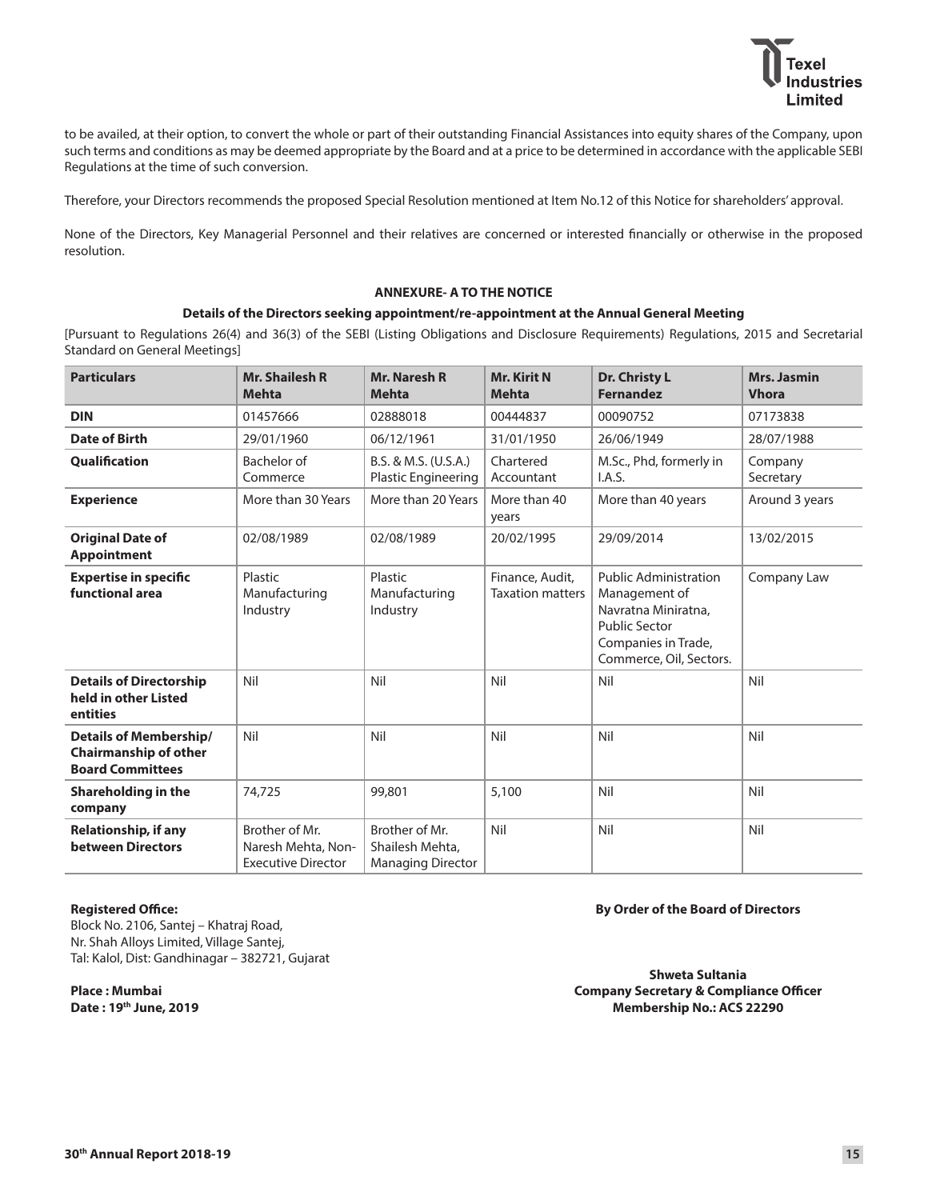to be availed, at their option, to convert the whole or part of their outstanding Financial Assistances into equity shares of the Company, upon such terms and conditions as may be deemed appropriate by the Board and at a price to be determined in accordance with the applicable SEBI Regulations at the time of such conversion.

Therefore, your Directors recommends the proposed Special Resolution mentioned at Item No.12 of this Notice for shareholders' approval.

None of the Directors, Key Managerial Personnel and their relatives are concerned or interested financially or otherwise in the proposed resolution.

## ANNEXURE- A TO THE NOTICE

### Details of the Directors seeking appointment/re-appointment at the Annual General Meeting

[Pursuant to Regulations 26(4) and 36(3) of the SEBI (Listing Obligations and Disclosure Requirements) Regulations, 2015 and Secretarial Standard on General Meetings]

| Particulars | Mr. Shailesh R Mehta | Mr. Naresh R Mehta | Mr. Kirit N Mehta | Dr. Christy L Fernandez | Mrs. Jasmin Vhora |
|---|---|---|---|---|---|
| **DIN** | 01457666 | 02888018 | 00444837 | 00090752 | 07173838 |
| **Date of Birth** | 29/01/1960 | 06/12/1961 | 31/01/1950 | 26/06/1949 | 28/07/1988 |
| **Qualification** | Bachelor of Commerce | B.S. & M.S. (U.S.A.) Plastic Engineering | Chartered Accountant | M.Sc., Phd, formerly in I.A.S. | Company Secretary |
| **Experience** | More than 30 Years | More than 20 Years | More than 40 years | More than 40 years | Around 3 years |
| **Original Date of Appointment** | 02/08/1989 | 02/08/1989 | 20/02/1995 | 29/09/2014 | 13/02/2015 |
| **Expertise in specific functional area** | Plastic Manufacturing Industry | Plastic Manufacturing Industry | Finance, Audit, Taxation matters | Public Administration Management of Navratna Miniratna, Public Sector Companies in Trade, Commerce, Oil, Sectors. | Company Law |
| **Details of Directorship held in other Listed entities** | Nil | Nil | Nil | Nil | Nil |
| **Details of Membership/ Chairmanship of other Board Committees** | Nil | Nil | Nil | Nil | Nil |
| **Shareholding in the company** | 74,725 | 99,801 | 5,100 | Nil | Nil |
| **Relationship, if any between Directors** | Brother of Mr. Naresh Mehta, Non-Executive Director | Brother of Mr. Shailesh Mehta, Managing Director | Nil | Nil | Nil |

**Registered Office:**
Block No. 2106, Santej – Khatraj Road,
Nr. Shah Alloys Limited, Village Santej,
Tal: Kalol, Dist: Gandhinagar – 382721, Gujarat

**Place : Mumbai**
**Date : 19th June, 2019**

**By Order of the Board of Directors**

**Shweta Sultania**
**Company Secretary & Compliance Officer**
**Membership No.: ACS 22290**